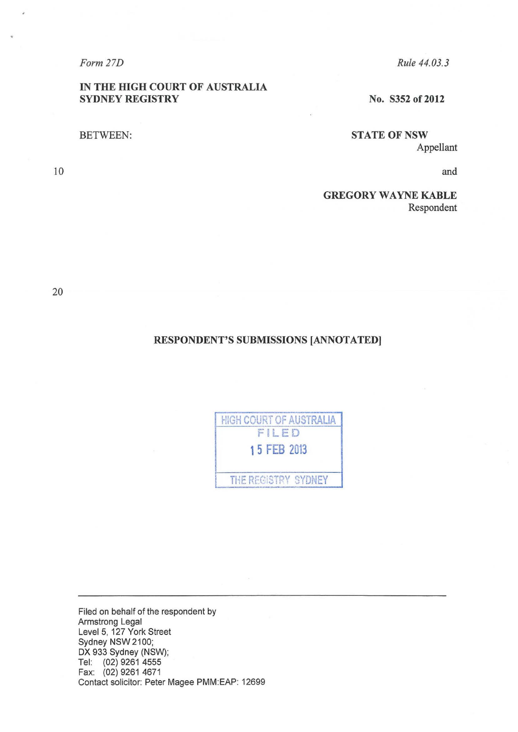*Form 27D*

*Rule 44.03.3*

**IN THE HIGH COURT OF AUSTRALIA**
**SYDNEY REGISTRY**

**No. S352 of 2012**

BETWEEN:

**STATE OF NSW**
Appellant

and

**GREGORY WAYNE KABLE**
Respondent

**RESPONDENT'S SUBMISSIONS [ANNOTATED]**

HIGH COURT OF AUSTRALIA
FILED
15 FEB 2013
THE REGISTRY SYDNEY

---

Filed on behalf of the respondent by
Armstrong Legal
Level 5, 127 York Street
Sydney NSW 2100;
DX 933 Sydney (NSW);
Tel: (02) 9261 4555
Fax: (02) 9261 4671
Contact solicitor: Peter Magee PMM:EAP: 12699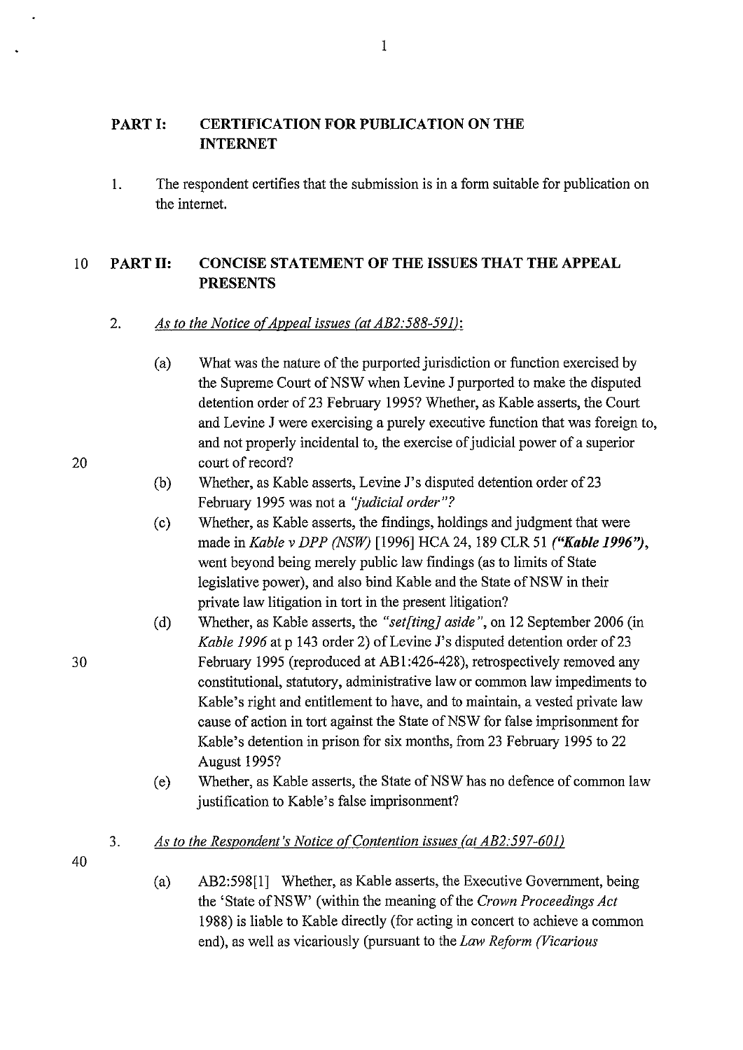## PART I: CERTIFICATION FOR PUBLICATION ON THE INTERNET

1. The respondent certifies that the submission is in a form suitable for publication on the internet.

## PART II: CONCISE STATEMENT OF THE ISSUES THAT THE APPEAL PRESENTS

2. *As to the Notice of Appeal issues (at AB2:588-591)*:

   (a) What was the nature of the purported jurisdiction or function exercised by the Supreme Court of NSW when Levine J purported to make the disputed detention order of 23 February 1995? Whether, as Kable asserts, the Court and Levine J were exercising a purely executive function that was foreign to, and not properly incidental to, the exercise of judicial power of a superior court of record?

   (b) Whether, as Kable asserts, Levine J's disputed detention order of 23 February 1995 was not a *"judicial order"?*

   (c) Whether, as Kable asserts, the findings, holdings and judgment that were made in *Kable v DPP (NSW)* [1996] HCA 24, 189 CLR 51 ***("Kable 1996")***, went beyond being merely public law findings (as to limits of State legislative power), and also bind Kable and the State of NSW in their private law litigation in tort in the present litigation?

   (d) Whether, as Kable asserts, the *"set[ting] aside"*, on 12 September 2006 (in *Kable 1996* at p 143 order 2) of Levine J's disputed detention order of 23 February 1995 (reproduced at AB1:426-428), retrospectively removed any constitutional, statutory, administrative law or common law impediments to Kable's right and entitlement to have, and to maintain, a vested private law cause of action in tort against the State of NSW for false imprisonment for Kable's detention in prison for six months, from 23 February 1995 to 22 August 1995?

   (e) Whether, as Kable asserts, the State of NSW has no defence of common law justification to Kable's false imprisonment?

3. *As to the Respondent's Notice of Contention issues (at AB2:597-601)*

   (a) AB2:598[1] Whether, as Kable asserts, the Executive Government, being the 'State of NSW' (within the meaning of the *Crown Proceedings Act* 1988) is liable to Kable directly (for acting in concert to achieve a common end), as well as vicariously (pursuant to the *Law Reform (Vicarious*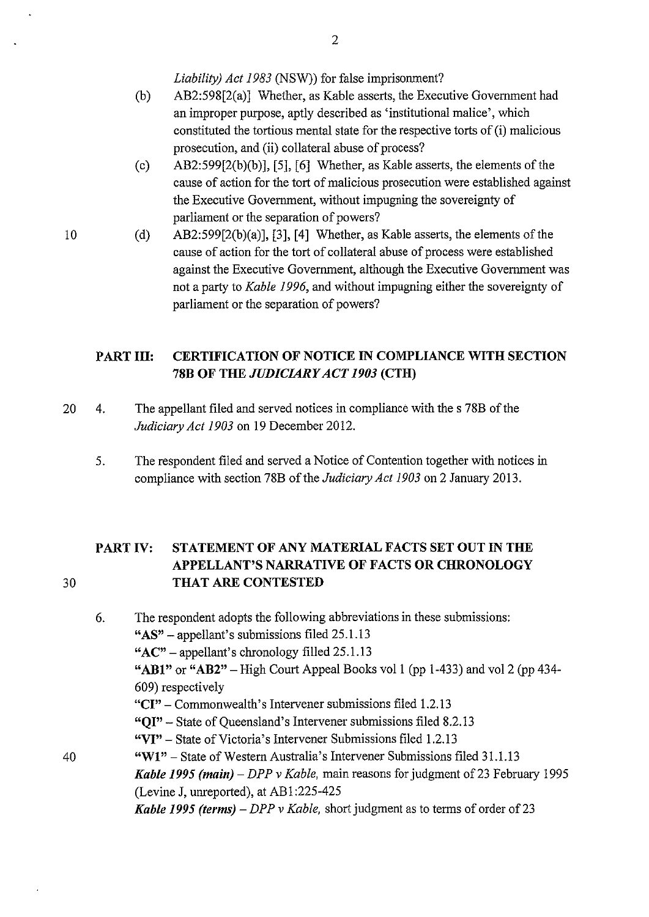*Liability) Act 1983* (NSW)) for false imprisonment?

(b) AB2:598[2(a)] Whether, as Kable asserts, the Executive Government had an improper purpose, aptly described as 'institutional malice', which constituted the tortious mental state for the respective torts of (i) malicious prosecution, and (ii) collateral abuse of process?

(c) AB2:599[2(b)(b)], [5], [6] Whether, as Kable asserts, the elements of the cause of action for the tort of malicious prosecution were established against the Executive Government, without impugning the sovereignty of parliament or the separation of powers?

(d) AB2:599[2(b)(a)], [3], [4] Whether, as Kable asserts, the elements of the cause of action for the tort of collateral abuse of process were established against the Executive Government, although the Executive Government was not a party to *Kable 1996*, and without impugning either the sovereignty of parliament or the separation of powers?

## PART III: CERTIFICATION OF NOTICE IN COMPLIANCE WITH SECTION 78B OF THE *JUDICIARY ACT 1903* (CTH)

4. The appellant filed and served notices in compliance with the s 78B of the *Judiciary Act 1903* on 19 December 2012.

5. The respondent filed and served a Notice of Contention together with notices in compliance with section 78B of the *Judiciary Act 1903* on 2 January 2013.

## PART IV: STATEMENT OF ANY MATERIAL FACTS SET OUT IN THE APPELLANT'S NARRATIVE OF FACTS OR CHRONOLOGY THAT ARE CONTESTED

6. The respondent adopts the following abbreviations in these submissions:
   **"AS"** – appellant's submissions filed 25.1.13
   **"AC"** – appellant's chronology filled 25.1.13
   **"AB1"** or **"AB2"** – High Court Appeal Books vol 1 (pp 1-433) and vol 2 (pp 434-609) respectively
   **"CI"** – Commonwealth's Intervener submissions filed 1.2.13
   **"QI"** – State of Queensland's Intervener submissions filed 8.2.13
   **"VI"** – State of Victoria's Intervener Submissions filed 1.2.13
   **"W1"** – State of Western Australia's Intervener Submissions filed 31.1.13
   ***Kable 1995 (main)*** – *DPP v Kable*, main reasons for judgment of 23 February 1995 (Levine J, unreported), at AB1:225-425
   ***Kable 1995 (terms)*** – *DPP v Kable*, short judgment as to terms of order of 23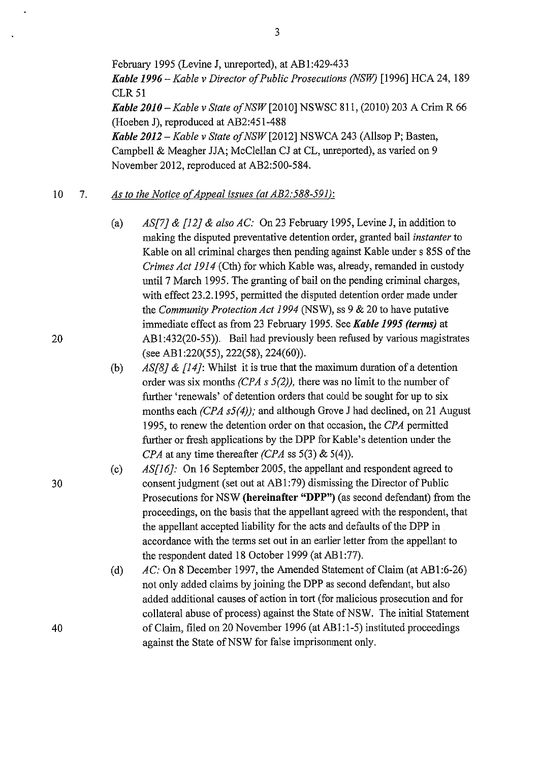February 1995 (Levine J, unreported), at AB1:429-433

***Kable 1996*** – *Kable v Director of Public Prosecutions (NSW)* [1996] HCA 24, 189 CLR 51

***Kable 2010*** – *Kable v State of NSW* [2010] NSWSC 811, (2010) 203 A Crim R 66 (Hoeben J), reproduced at AB2:451-488

***Kable 2012*** – *Kable v State of NSW* [2012] NSWCA 243 (Allsop P; Basten, Campbell & Meagher JJA; McClellan CJ at CL, unreported), as varied on 9 November 2012, reproduced at AB2:500-584.

7. *As to the Notice of Appeal issues (at AB2:588-591):*

   (a) *AS[7] & [12] & also AC:* On 23 February 1995, Levine J, in addition to making the disputed preventative detention order, granted bail *instanter* to Kable on all criminal charges then pending against Kable under s 85S of the *Crimes Act 1914* (Cth) for which Kable was, already, remanded in custody until 7 March 1995. The granting of bail on the pending criminal charges, with effect 23.2.1995, permitted the disputed detention order made under the *Community Protection Act 1994* (NSW), ss 9 & 20 to have putative immediate effect as from 23 February 1995. See ***Kable 1995 (terms)*** at AB1:432(20-55)). Bail had previously been refused by various magistrates (see AB1:220(55), 222(58), 224(60)).

   (b) *AS[8] & [14]:* Whilst it is true that the maximum duration of a detention order was six months *(CPA s 5(2)),* there was no limit to the number of further 'renewals' of detention orders that could be sought for up to six months each *(CPA s5(4));* and although Grove J had declined, on 21 August 1995, to renew the detention order on that occasion, the *CPA* permitted further or fresh applications by the DPP for Kable's detention under the *CPA* at any time thereafter *(CPA* ss 5(3) & 5(4)).

   (c) *AS[16]:* On 16 September 2005, the appellant and respondent agreed to consent judgment (set out at AB1:79) dismissing the Director of Public Prosecutions for NSW **(hereinafter "DPP")** (as second defendant) from the proceedings, on the basis that the appellant agreed with the respondent, that the appellant accepted liability for the acts and defaults of the DPP in accordance with the terms set out in an earlier letter from the appellant to the respondent dated 18 October 1999 (at AB1:77).

   (d) *AC:* On 8 December 1997, the Amended Statement of Claim (at AB1:6-26) not only added claims by joining the DPP as second defendant, but also added additional causes of action in tort (for malicious prosecution and for collateral abuse of process) against the State of NSW. The initial Statement of Claim, filed on 20 November 1996 (at AB1:1-5) instituted proceedings against the State of NSW for false imprisonment only.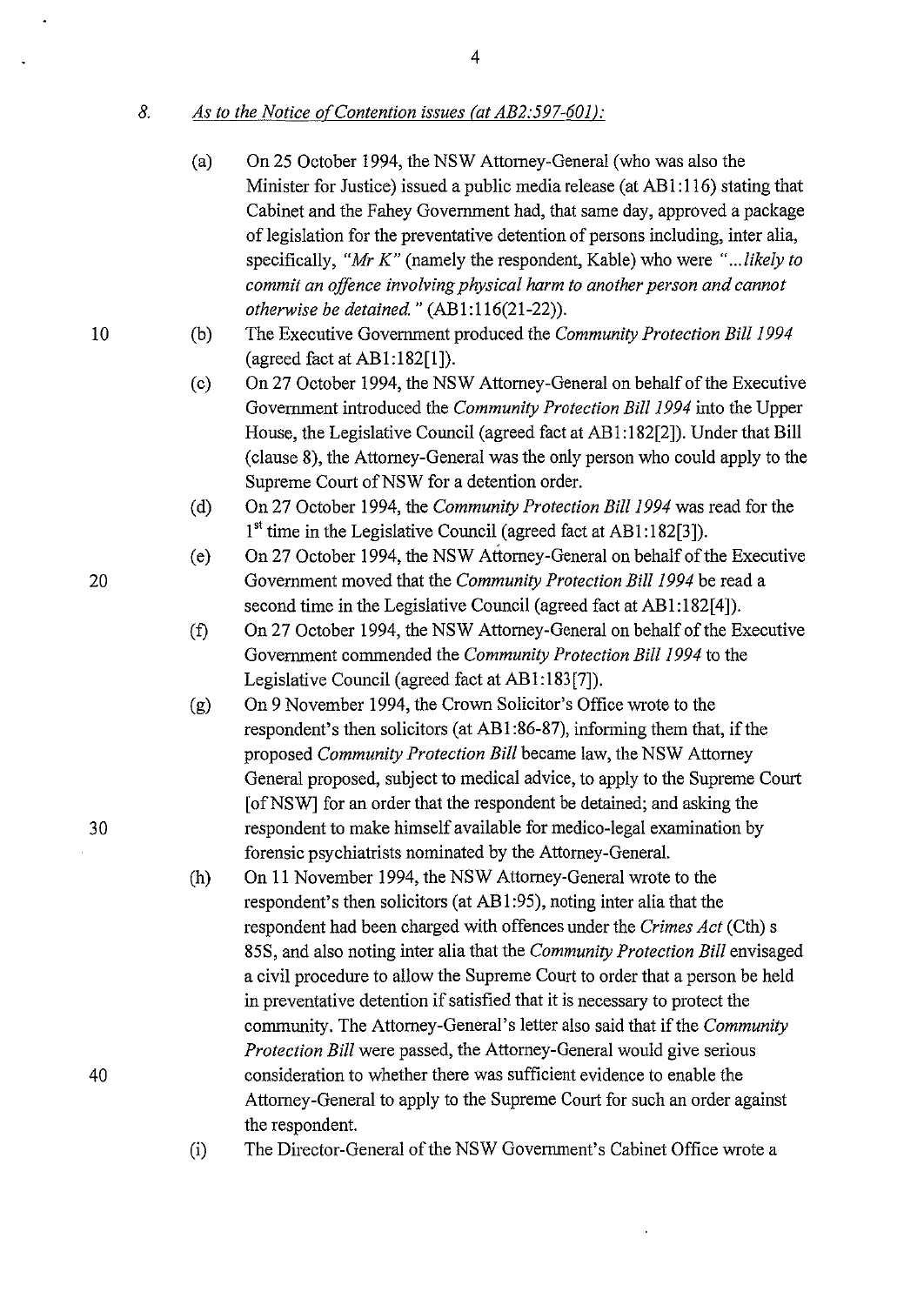8. *As to the Notice of Contention issues (at AB2:597-601):*

(a) On 25 October 1994, the NSW Attorney-General (who was also the Minister for Justice) issued a public media release (at AB1:116) stating that Cabinet and the Fahey Government had, that same day, approved a package of legislation for the preventative detention of persons including, inter alia, specifically, *"Mr K"* (namely the respondent, Kable) who were *"...likely to commit an offence involving physical harm to another person and cannot otherwise be detained."* (AB1:116(21-22)).

(b) The Executive Government produced the *Community Protection Bill 1994* (agreed fact at AB1:182[1]).

(c) On 27 October 1994, the NSW Attorney-General on behalf of the Executive Government introduced the *Community Protection Bill 1994* into the Upper House, the Legislative Council (agreed fact at AB1:182[2]). Under that Bill (clause 8), the Attorney-General was the only person who could apply to the Supreme Court of NSW for a detention order.

(d) On 27 October 1994, the *Community Protection Bill 1994* was read for the 1st time in the Legislative Council (agreed fact at AB1:182[3]).

(e) On 27 October 1994, the NSW Attorney-General on behalf of the Executive Government moved that the *Community Protection Bill 1994* be read a second time in the Legislative Council (agreed fact at AB1:182[4]).

(f) On 27 October 1994, the NSW Attorney-General on behalf of the Executive Government commended the *Community Protection Bill 1994* to the Legislative Council (agreed fact at AB1:183[7]).

(g) On 9 November 1994, the Crown Solicitor's Office wrote to the respondent's then solicitors (at AB1:86-87), informing them that, if the proposed *Community Protection Bill* became law, the NSW Attorney General proposed, subject to medical advice, to apply to the Supreme Court [of NSW] for an order that the respondent be detained; and asking the respondent to make himself available for medico-legal examination by forensic psychiatrists nominated by the Attorney-General.

(h) On 11 November 1994, the NSW Attorney-General wrote to the respondent's then solicitors (at AB1:95), noting inter alia that the respondent had been charged with offences under the *Crimes Act* (Cth) s 85S, and also noting inter alia that the *Community Protection Bill* envisaged a civil procedure to allow the Supreme Court to order that a person be held in preventative detention if satisfied that it is necessary to protect the community. The Attorney-General's letter also said that if the *Community Protection Bill* were passed, the Attorney-General would give serious consideration to whether there was sufficient evidence to enable the Attorney-General to apply to the Supreme Court for such an order against the respondent.

(i) The Director-General of the NSW Government's Cabinet Office wrote a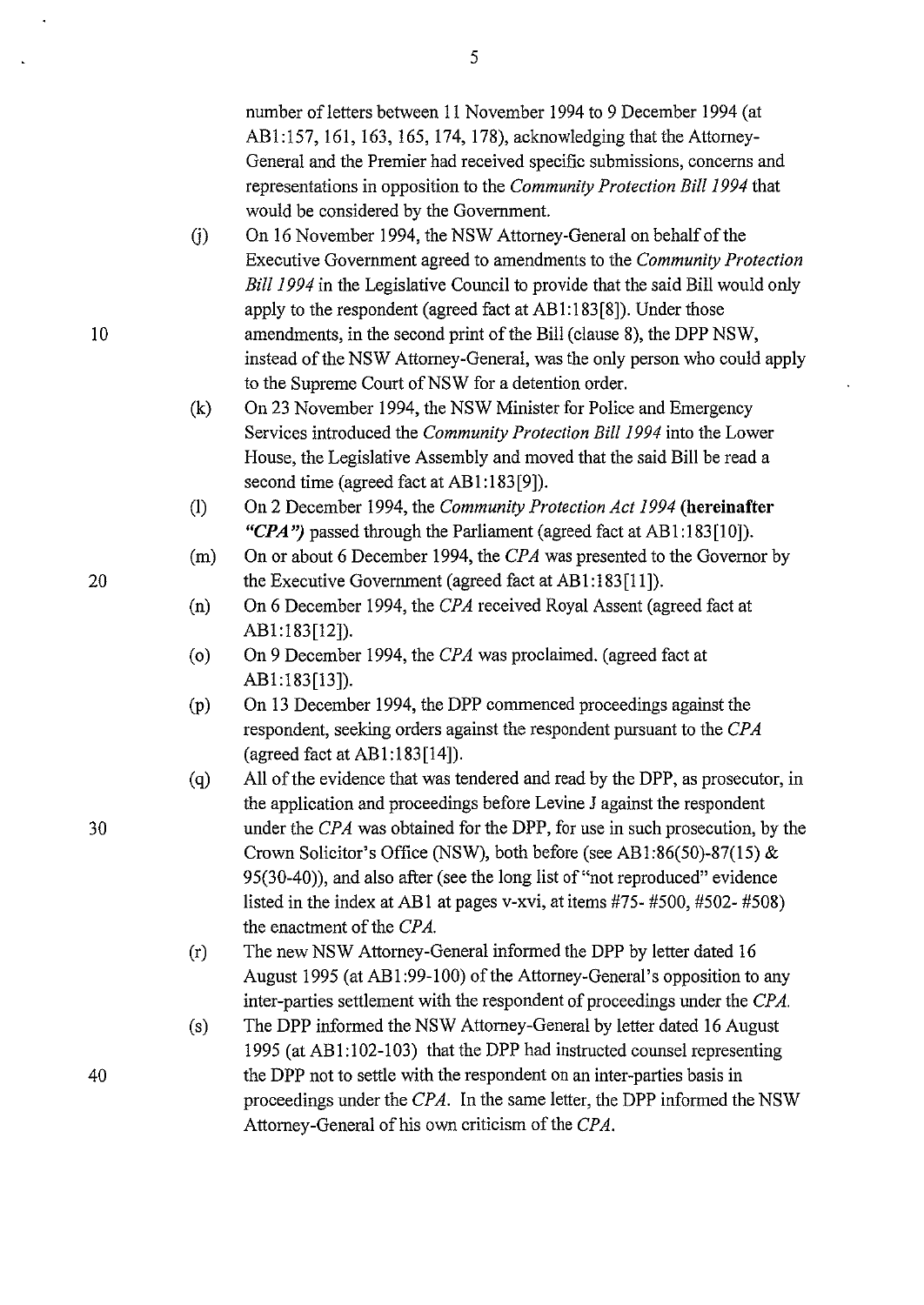number of letters between 11 November 1994 to 9 December 1994 (at AB1:157, 161, 163, 165, 174, 178), acknowledging that the Attorney-General and the Premier had received specific submissions, concerns and representations in opposition to the *Community Protection Bill 1994* that would be considered by the Government.

(j) On 16 November 1994, the NSW Attorney-General on behalf of the Executive Government agreed to amendments to the *Community Protection Bill 1994* in the Legislative Council to provide that the said Bill would only apply to the respondent (agreed fact at AB1:183[8]). Under those amendments, in the second print of the Bill (clause 8), the DPP NSW, instead of the NSW Attorney-General, was the only person who could apply to the Supreme Court of NSW for a detention order.

(k) On 23 November 1994, the NSW Minister for Police and Emergency Services introduced the *Community Protection Bill 1994* into the Lower House, the Legislative Assembly and moved that the said Bill be read a second time (agreed fact at AB1:183[9]).

(l) On 2 December 1994, the *Community Protection Act 1994* **(hereinafter *"CPA"*)** passed through the Parliament (agreed fact at AB1:183[10]).

(m) On or about 6 December 1994, the *CPA* was presented to the Governor by the Executive Government (agreed fact at AB1:183[11]).

(n) On 6 December 1994, the *CPA* received Royal Assent (agreed fact at AB1:183[12]).

(o) On 9 December 1994, the *CPA* was proclaimed. (agreed fact at AB1:183[13]).

(p) On 13 December 1994, the DPP commenced proceedings against the respondent, seeking orders against the respondent pursuant to the *CPA* (agreed fact at AB1:183[14]).

(q) All of the evidence that was tendered and read by the DPP, as prosecutor, in the application and proceedings before Levine J against the respondent under the *CPA* was obtained for the DPP, for use in such prosecution, by the Crown Solicitor's Office (NSW), both before (see AB1:86(50)-87(15) & 95(30-40)), and also after (see the long list of "not reproduced" evidence listed in the index at AB1 at pages v-xvi, at items #75- #500, #502- #508) the enactment of the *CPA*.

(r) The new NSW Attorney-General informed the DPP by letter dated 16 August 1995 (at AB1:99-100) of the Attorney-General's opposition to any inter-parties settlement with the respondent of proceedings under the *CPA*.

(s) The DPP informed the NSW Attorney-General by letter dated 16 August 1995 (at AB1:102-103) that the DPP had instructed counsel representing the DPP not to settle with the respondent on an inter-parties basis in proceedings under the *CPA*. In the same letter, the DPP informed the NSW Attorney-General of his own criticism of the *CPA*.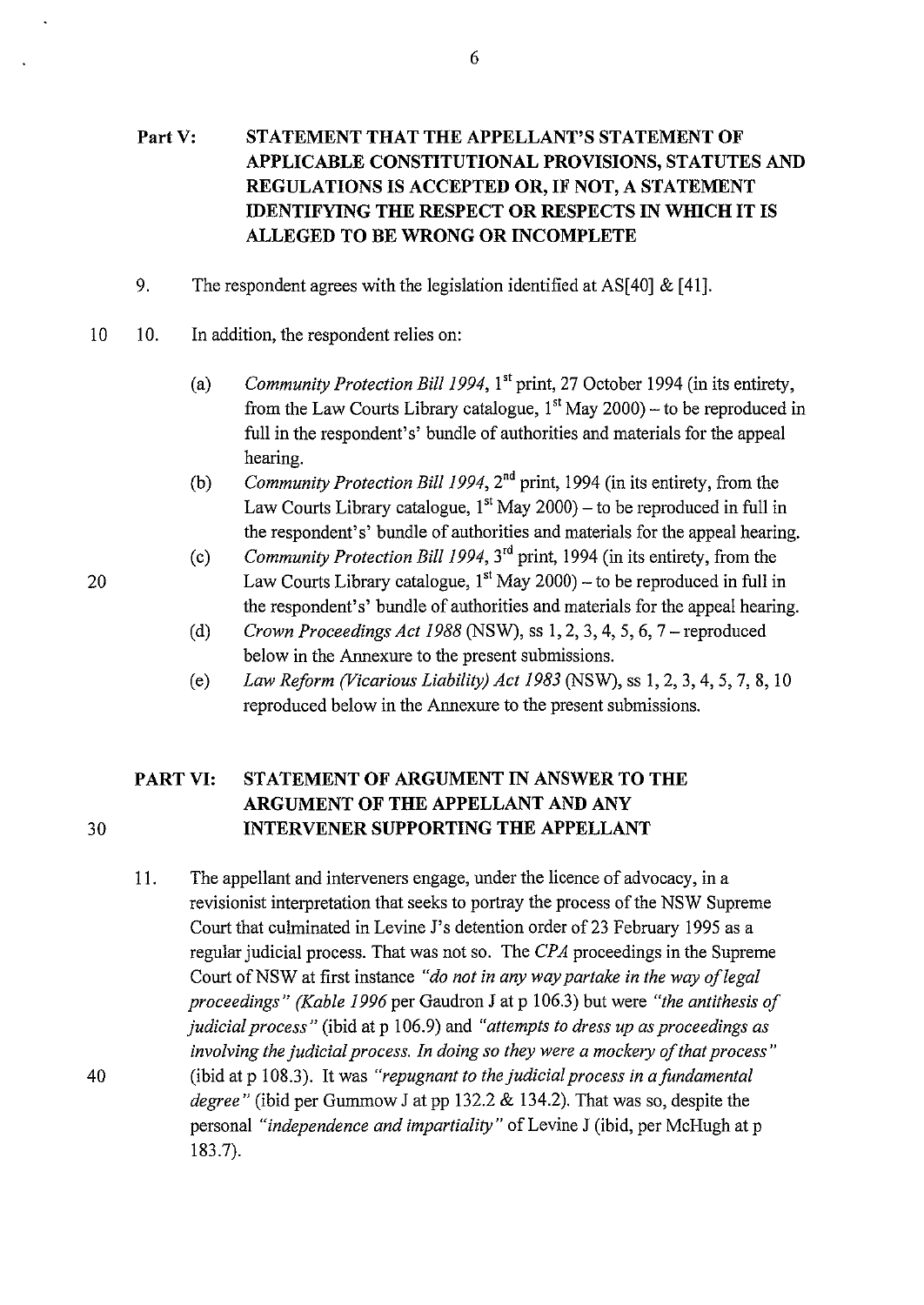**Part V: STATEMENT THAT THE APPELLANT'S STATEMENT OF APPLICABLE CONSTITUTIONAL PROVISIONS, STATUTES AND REGULATIONS IS ACCEPTED OR, IF NOT, A STATEMENT IDENTIFYING THE RESPECT OR RESPECTS IN WHICH IT IS ALLEGED TO BE WRONG OR INCOMPLETE**

9. The respondent agrees with the legislation identified at AS[40] & [41].

10. In addition, the respondent relies on:

    (a) *Community Protection Bill 1994*, 1st print, 27 October 1994 (in its entirety, from the Law Courts Library catalogue, 1st May 2000) – to be reproduced in full in the respondent's' bundle of authorities and materials for the appeal hearing.

    (b) *Community Protection Bill 1994*, 2nd print, 1994 (in its entirety, from the Law Courts Library catalogue, 1st May 2000) – to be reproduced in full in the respondent's' bundle of authorities and materials for the appeal hearing.

    (c) *Community Protection Bill 1994*, 3rd print, 1994 (in its entirety, from the Law Courts Library catalogue, 1st May 2000) – to be reproduced in full in the respondent's' bundle of authorities and materials for the appeal hearing.

    (d) *Crown Proceedings Act 1988* (NSW), ss 1, 2, 3, 4, 5, 6, 7 – reproduced below in the Annexure to the present submissions.

    (e) *Law Reform (Vicarious Liability) Act 1983* (NSW), ss 1, 2, 3, 4, 5, 7, 8, 10 reproduced below in the Annexure to the present submissions.

**PART VI: STATEMENT OF ARGUMENT IN ANSWER TO THE ARGUMENT OF THE APPELLANT AND ANY INTERVENER SUPPORTING THE APPELLANT**

11. The appellant and interveners engage, under the licence of advocacy, in a revisionist interpretation that seeks to portray the process of the NSW Supreme Court that culminated in Levine J's detention order of 23 February 1995 as a regular judicial process. That was not so. The *CPA* proceedings in the Supreme Court of NSW at first instance *"do not in any way partake in the way of legal proceedings" (Kable 1996* per Gaudron J at p 106.3) but were *"the antithesis of judicial process"* (ibid at p 106.9) and *"attempts to dress up as proceedings as involving the judicial process. In doing so they were a mockery of that process"* (ibid at p 108.3). It was *"repugnant to the judicial process in a fundamental degree"* (ibid per Gummow J at pp 132.2 & 134.2). That was so, despite the personal *"independence and impartiality"* of Levine J (ibid, per McHugh at p 183.7).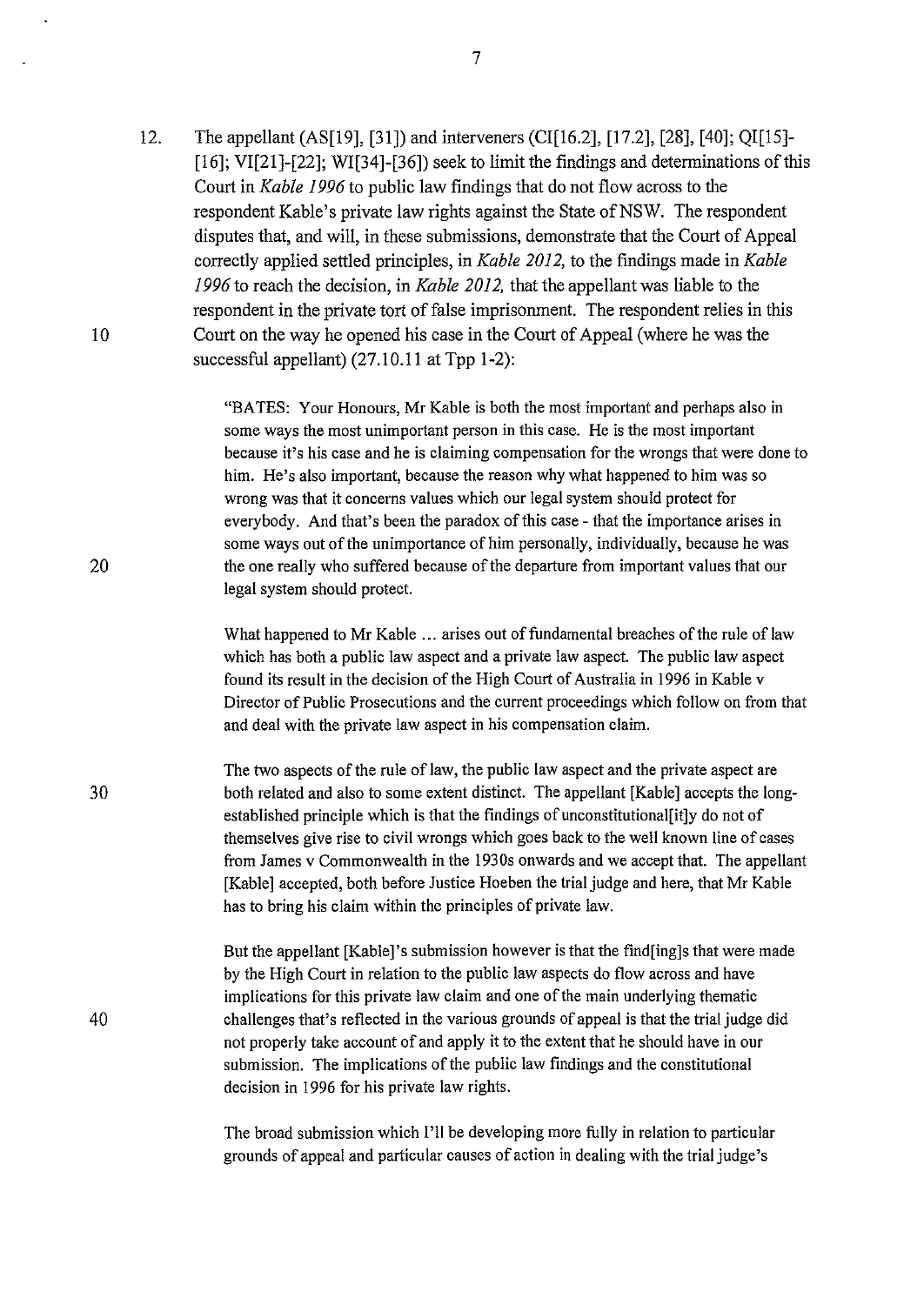12. The appellant (AS[19], [31]) and interveners (CI[16.2], [17.2], [28], [40]; QI[15]-[16]; VI[21]-[22]; WI[34]-[36]) seek to limit the findings and determinations of this Court in *Kable 1996* to public law findings that do not flow across to the respondent Kable's private law rights against the State of NSW. The respondent disputes that, and will, in these submissions, demonstrate that the Court of Appeal correctly applied settled principles, in *Kable 2012,* to the findings made in *Kable 1996* to reach the decision, in *Kable 2012,* that the appellant was liable to the respondent in the private tort of false imprisonment. The respondent relies in this Court on the way he opened his case in the Court of Appeal (where he was the successful appellant) (27.10.11 at Tpp 1-2):

> "BATES: Your Honours, Mr Kable is both the most important and perhaps also in some ways the most unimportant person in this case. He is the most important because it's his case and he is claiming compensation for the wrongs that were done to him. He's also important, because the reason why what happened to him was so wrong was that it concerns values which our legal system should protect for everybody. And that's been the paradox of this case - that the importance arises in some ways out of the unimportance of him personally, individually, because he was the one really who suffered because of the departure from important values that our legal system should protect.
>
> What happened to Mr Kable ... arises out of fundamental breaches of the rule of law which has both a public law aspect and a private law aspect. The public law aspect found its result in the decision of the High Court of Australia in 1996 in Kable v Director of Public Prosecutions and the current proceedings which follow on from that and deal with the private law aspect in his compensation claim.
>
> The two aspects of the rule of law, the public law aspect and the private aspect are both related and also to some extent distinct. The appellant [Kable] accepts the long-established principle which is that the findings of unconstitutional[it]y do not of themselves give rise to civil wrongs which goes back to the well known line of cases from James v Commonwealth in the 1930s onwards and we accept that. The appellant [Kable] accepted, both before Justice Hoeben the trial judge and here, that Mr Kable has to bring his claim within the principles of private law.
>
> But the appellant [Kable]'s submission however is that the find[ing]s that were made by the High Court in relation to the public law aspects do flow across and have implications for this private law claim and one of the main underlying thematic challenges that's reflected in the various grounds of appeal is that the trial judge did not properly take account of and apply it to the extent that he should have in our submission. The implications of the public law findings and the constitutional decision in 1996 for his private law rights.
>
> The broad submission which I'll be developing more fully in relation to particular grounds of appeal and particular causes of action in dealing with the trial judge's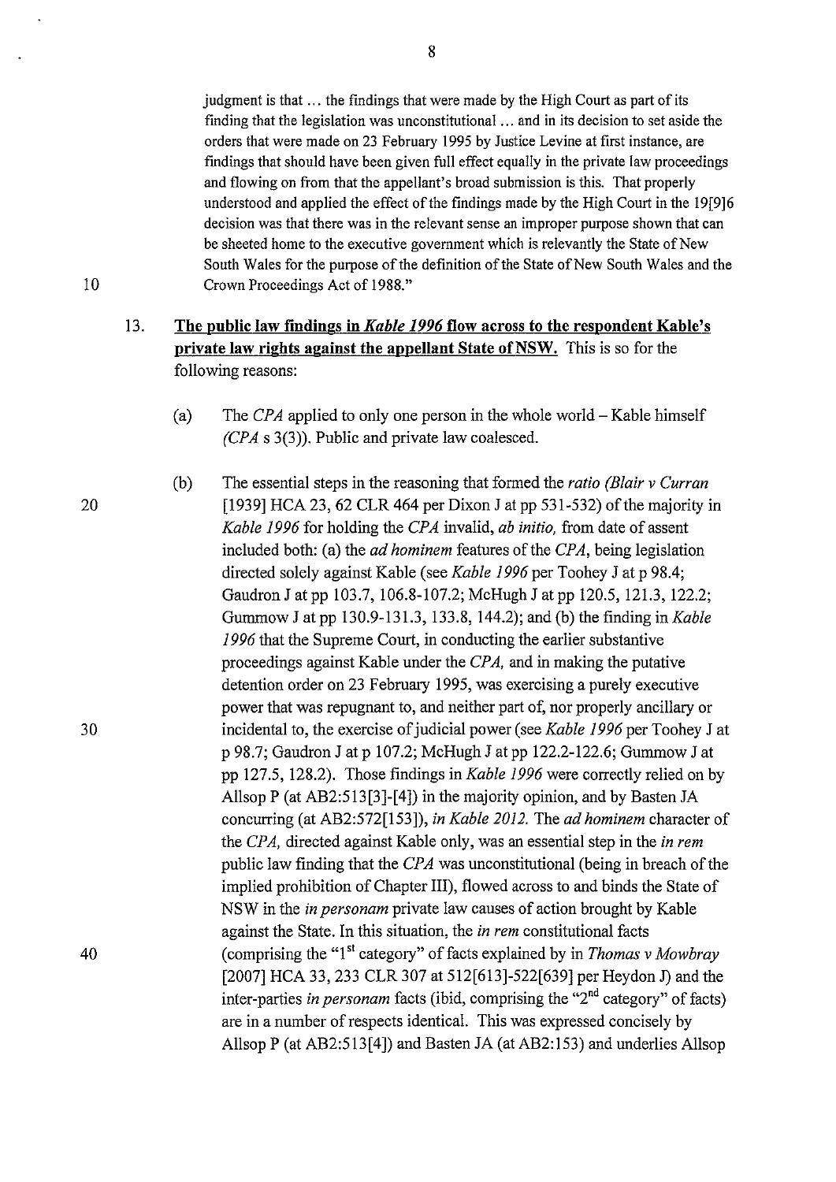judgment is that … the findings that were made by the High Court as part of its finding that the legislation was unconstitutional … and in its decision to set aside the orders that were made on 23 February 1995 by Justice Levine at first instance, are findings that should have been given full effect equally in the private law proceedings and flowing on from that the appellant's broad submission is this. That properly understood and applied the effect of the findings made by the High Court in the 19[9]6 decision was that there was in the relevant sense an improper purpose shown that can be sheeted home to the executive government which is relevantly the State of New South Wales for the purpose of the definition of the State of New South Wales and the Crown Proceedings Act of 1988."

13. **The public law findings in *Kable 1996* flow across to the respondent Kable's private law rights against the appellant State of NSW.** This is so for the following reasons:

    (a) The *CPA* applied to only one person in the whole world – Kable himself *(CPA* s 3(3)). Public and private law coalesced.

    (b) The essential steps in the reasoning that formed the *ratio (Blair v Curran* [1939] HCA 23, 62 CLR 464 per Dixon J at pp 531-532) of the majority in *Kable 1996* for holding the *CPA* invalid, *ab initio,* from date of assent included both: (a) the *ad hominem* features of the *CPA*, being legislation directed solely against Kable (see *Kable 1996* per Toohey J at p 98.4; Gaudron J at pp 103.7, 106.8-107.2; McHugh J at pp 120.5, 121.3, 122.2; Gummow J at pp 130.9-131.3, 133.8, 144.2); and (b) the finding in *Kable 1996* that the Supreme Court, in conducting the earlier substantive proceedings against Kable under the *CPA,* and in making the putative detention order on 23 February 1995, was exercising a purely executive power that was repugnant to, and neither part of, nor properly ancillary or incidental to, the exercise of judicial power (see *Kable 1996* per Toohey J at p 98.7; Gaudron J at p 107.2; McHugh J at pp 122.2-122.6; Gummow J at pp 127.5, 128.2). Those findings in *Kable 1996* were correctly relied on by Allsop P (at AB2:513[3]-[4]) in the majority opinion, and by Basten JA concurring (at AB2:572[153]), *in Kable 2012.* The *ad hominem* character of the *CPA,* directed against Kable only, was an essential step in the *in rem* public law finding that the *CPA* was unconstitutional (being in breach of the implied prohibition of Chapter III), flowed across to and binds the State of NSW in the *in personam* private law causes of action brought by Kable against the State. In this situation, the *in rem* constitutional facts (comprising the "1st category" of facts explained by in *Thomas v Mowbray* [2007] HCA 33, 233 CLR 307 at 512[613]-522[639] per Heydon J) and the inter-parties *in personam* facts (ibid, comprising the "2nd category" of facts) are in a number of respects identical. This was expressed concisely by Allsop P (at AB2:513[4]) and Basten JA (at AB2:153) and underlies Allsop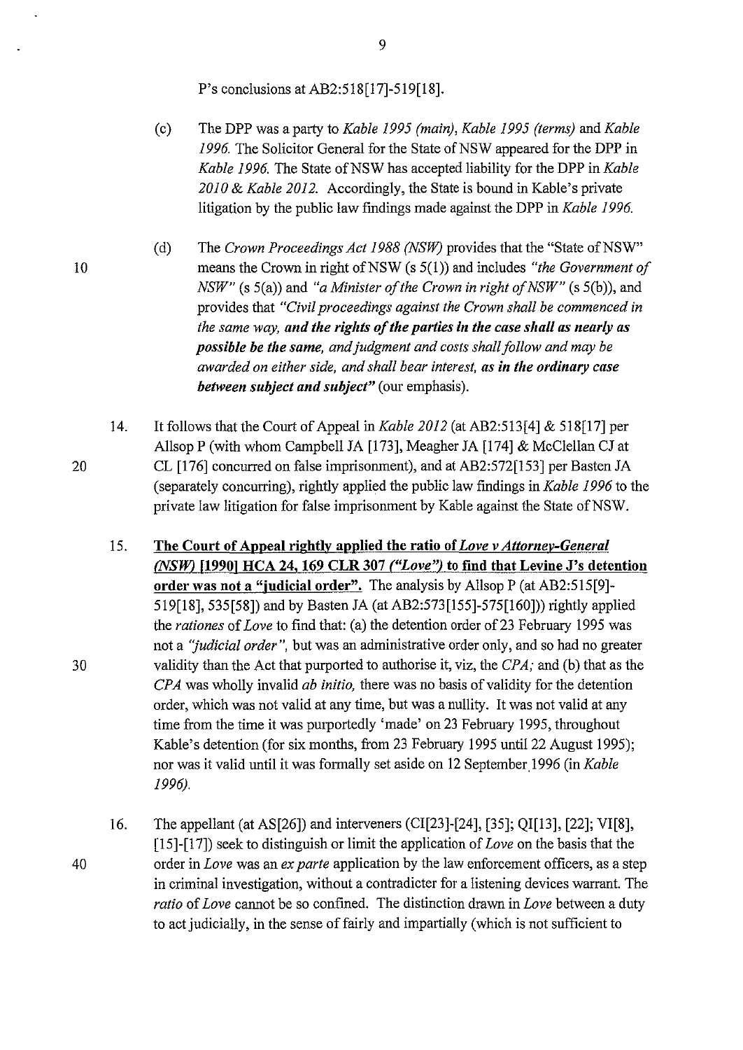P's conclusions at AB2:518[17]-519[18].

(c) The DPP was a party to *Kable 1995 (main)*, *Kable 1995 (terms)* and *Kable 1996*. The Solicitor General for the State of NSW appeared for the DPP in *Kable 1996*. The State of NSW has accepted liability for the DPP in *Kable 2010 & Kable 2012*. Accordingly, the State is bound in Kable's private litigation by the public law findings made against the DPP in *Kable 1996*.

(d) The *Crown Proceedings Act 1988 (NSW)* provides that the "State of NSW" means the Crown in right of NSW (s 5(1)) and includes *"the Government of NSW"* (s 5(a)) and *"a Minister of the Crown in right of NSW"* (s 5(b)), and provides that *"Civil proceedings against the Crown shall be commenced in the same way, **and the rights of the parties in the case shall as nearly as possible be the same**, and judgment and costs shall follow and may be awarded on either side, and shall bear interest, **as in the ordinary case between subject and subject**"* (our emphasis).

14. It follows that the Court of Appeal in *Kable 2012* (at AB2:513[4] & 518[17] per Allsop P (with whom Campbell JA [173], Meagher JA [174] & McClellan CJ at CL [176] concurred on false imprisonment), and at AB2:572[153] per Basten JA (separately concurring), rightly applied the public law findings in *Kable 1996* to the private law litigation for false imprisonment by Kable against the State of NSW.

15. **The Court of Appeal rightly applied the ratio of *Love v Attorney-General (NSW)* [1990] HCA 24, 169 CLR 307 (*"Love"*) to find that Levine J's detention order was not a "judicial order".** The analysis by Allsop P (at AB2:515[9]-519[18], 535[58]) and by Basten JA (at AB2:573[155]-575[160])) rightly applied the *rationes* of *Love* to find that: (a) the detention order of 23 February 1995 was not a *"judicial order"*, but was an administrative order only, and so had no greater validity than the Act that purported to authorise it, viz, the *CPA*; and (b) that as the *CPA* was wholly invalid *ab initio*, there was no basis of validity for the detention order, which was not valid at any time, but was a nullity. It was not valid at any time from the time it was purportedly 'made' on 23 February 1995, throughout Kable's detention (for six months, from 23 February 1995 until 22 August 1995); nor was it valid until it was formally set aside on 12 September 1996 (in *Kable 1996*).

16. The appellant (at AS[26]) and interveners (CI[23]-[24], [35]; QI[13], [22]; VI[8], [15]-[17]) seek to distinguish or limit the application of *Love* on the basis that the order in *Love* was an *ex parte* application by the law enforcement officers, as a step in criminal investigation, without a contradicter for a listening devices warrant. The *ratio* of *Love* cannot be so confined. The distinction drawn in *Love* between a duty to act judicially, in the sense of fairly and impartially (which is not sufficient to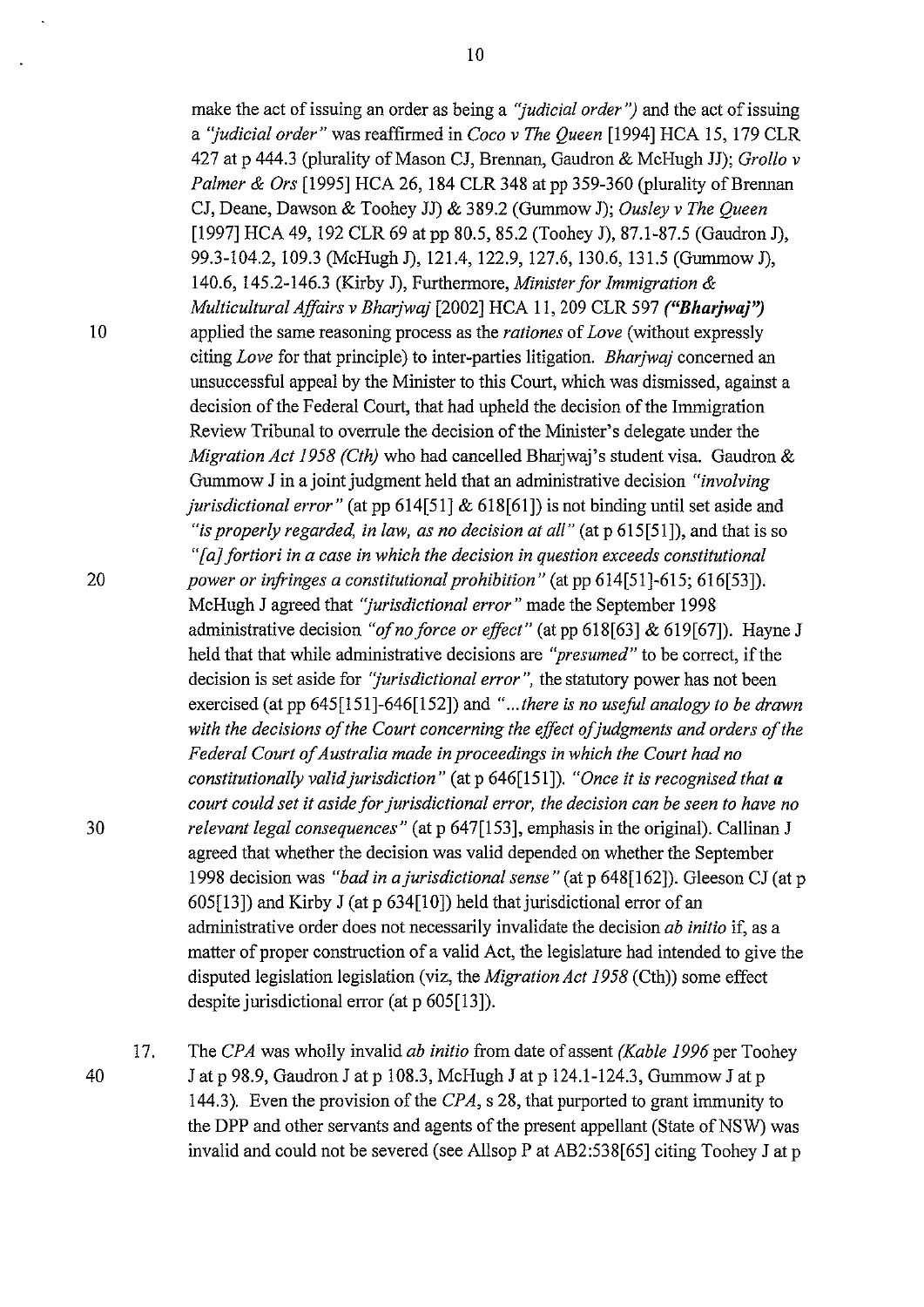make the act of issuing an order as being a *"judicial order"*) and the act of issuing a *"judicial order"* was reaffirmed in *Coco v The Queen* [1994] HCA 15, 179 CLR 427 at p 444.3 (plurality of Mason CJ, Brennan, Gaudron & McHugh JJ); *Grollo v Palmer & Ors* [1995] HCA 26, 184 CLR 348 at pp 359-360 (plurality of Brennan CJ, Deane, Dawson & Toohey JJ) & 389.2 (Gummow J); *Ousley v The Queen* [1997] HCA 49, 192 CLR 69 at pp 80.5, 85.2 (Toohey J), 87.1-87.5 (Gaudron J), 99.3-104.2, 109.3 (McHugh J), 121.4, 122.9, 127.6, 130.6, 131.5 (Gummow J), 140.6, 145.2-146.3 (Kirby J), Furthermore, *Minister for Immigration & Multicultural Affairs v Bharjwaj* [2002] HCA 11, 209 CLR 597 ***("Bharjwaj")*** applied the same reasoning process as the *rationes* of *Love* (without expressly citing *Love* for that principle) to inter-parties litigation. *Bharjwaj* concerned an unsuccessful appeal by the Minister to this Court, which was dismissed, against a decision of the Federal Court, that had upheld the decision of the Immigration Review Tribunal to overrule the decision of the Minister's delegate under the *Migration Act 1958 (Cth)* who had cancelled Bharjwaj's student visa. Gaudron & Gummow J in a joint judgment held that an administrative decision *"involving jurisdictional error"* (at pp 614[51] & 618[61]) is not binding until set aside and *"is properly regarded, in law, as no decision at all"* (at p 615[51]), and that is so *"[a] fortiori in a case in which the decision in question exceeds constitutional power or infringes a constitutional prohibition"* (at pp 614[51]-615; 616[53]). McHugh J agreed that *"jurisdictional error"* made the September 1998 administrative decision *"of no force or effect"* (at pp 618[63] & 619[67]). Hayne J held that that while administrative decisions are *"presumed"* to be correct, if the decision is set aside for *"jurisdictional error"*, the statutory power has not been exercised (at pp 645[151]-646[152]) and *"...there is no useful analogy to be drawn with the decisions of the Court concerning the effect of judgments and orders of the Federal Court of Australia made in proceedings in which the Court had no constitutionally valid jurisdiction"* (at p 646[151]). *"Once it is recognised that **a** court could set it aside for jurisdictional error, the decision can be seen to have no relevant legal consequences"* (at p 647[153], emphasis in the original). Callinan J agreed that whether the decision was valid depended on whether the September 1998 decision was *"bad in a jurisdictional sense"* (at p 648[162]). Gleeson CJ (at p 605[13]) and Kirby J (at p 634[10]) held that jurisdictional error of an administrative order does not necessarily invalidate the decision *ab initio* if, as a matter of proper construction of a valid Act, the legislature had intended to give the disputed legislation legislation (viz, the *Migration Act 1958* (Cth)) some effect despite jurisdictional error (at p 605[13]).

17. The *CPA* was wholly invalid *ab initio* from date of assent *(Kable 1996* per Toohey J at p 98.9, Gaudron J at p 108.3, McHugh J at p 124.1-124.3, Gummow J at p 144.3). Even the provision of the *CPA*, s 28, that purported to grant immunity to the DPP and other servants and agents of the present appellant (State of NSW) was invalid and could not be severed (see Allsop P at AB2:538[65] citing Toohey J at p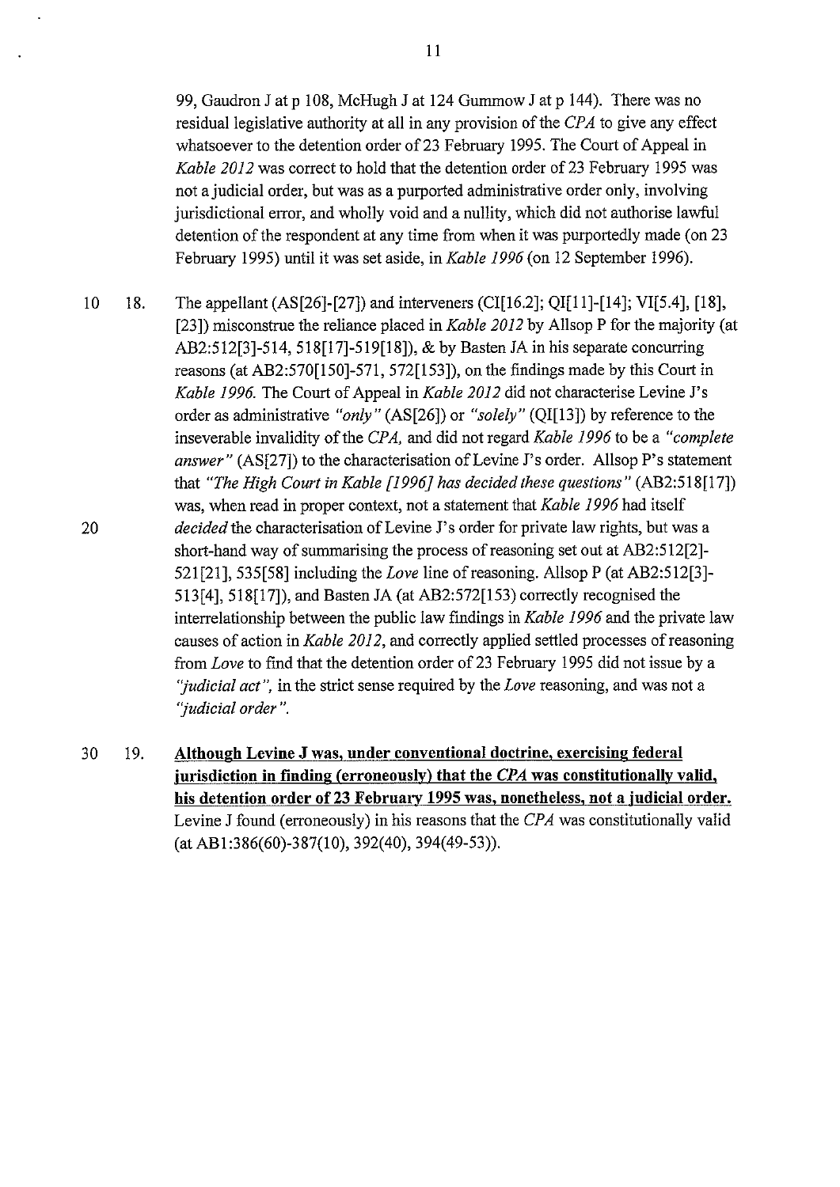99, Gaudron J at p 108, McHugh J at 124 Gummow J at p 144). There was no residual legislative authority at all in any provision of the *CPA* to give any effect whatsoever to the detention order of 23 February 1995. The Court of Appeal in *Kable 2012* was correct to hold that the detention order of 23 February 1995 was not a judicial order, but was as a purported administrative order only, involving jurisdictional error, and wholly void and a nullity, which did not authorise lawful detention of the respondent at any time from when it was purportedly made (on 23 February 1995) until it was set aside, in *Kable 1996* (on 12 September 1996).

18. The appellant (AS[26]-[27]) and interveners (CI[16.2]; QI[11]-[14]; VI[5.4], [18], [23]) misconstrue the reliance placed in *Kable 2012* by Allsop P for the majority (at AB2:512[3]-514, 518[17]-519[18]), & by Basten JA in his separate concurring reasons (at AB2:570[150]-571, 572[153]), on the findings made by this Court in *Kable 1996*. The Court of Appeal in *Kable 2012* did not characterise Levine J's order as administrative *"only"* (AS[26]) or *"solely"* (QI[13]) by reference to the inseverable invalidity of the *CPA*, and did not regard *Kable 1996* to be a *"complete answer"* (AS[27]) to the characterisation of Levine J's order. Allsop P's statement that *"The High Court in Kable [1996] has decided these questions"* (AB2:518[17]) was, when read in proper context, not a statement that *Kable 1996* had itself *decided* the characterisation of Levine J's order for private law rights, but was a short-hand way of summarising the process of reasoning set out at AB2:512[2]-521[21], 535[58] including the *Love* line of reasoning. Allsop P (at AB2:512[3]-513[4], 518[17]), and Basten JA (at AB2:572[153]) correctly recognised the interrelationship between the public law findings in *Kable 1996* and the private law causes of action in *Kable 2012*, and correctly applied settled processes of reasoning from *Love* to find that the detention order of 23 February 1995 did not issue by a *"judicial act"*, in the strict sense required by the *Love* reasoning, and was not a *"judicial order"*.

19. **Although Levine J was, under conventional doctrine, exercising federal jurisdiction in finding (erroneously) that the *CPA* was constitutionally valid, his detention order of 23 February 1995 was, nonetheless, not a judicial order.** Levine J found (erroneously) in his reasons that the *CPA* was constitutionally valid (at AB1:386(60)-387(10), 392(40), 394(49-53)).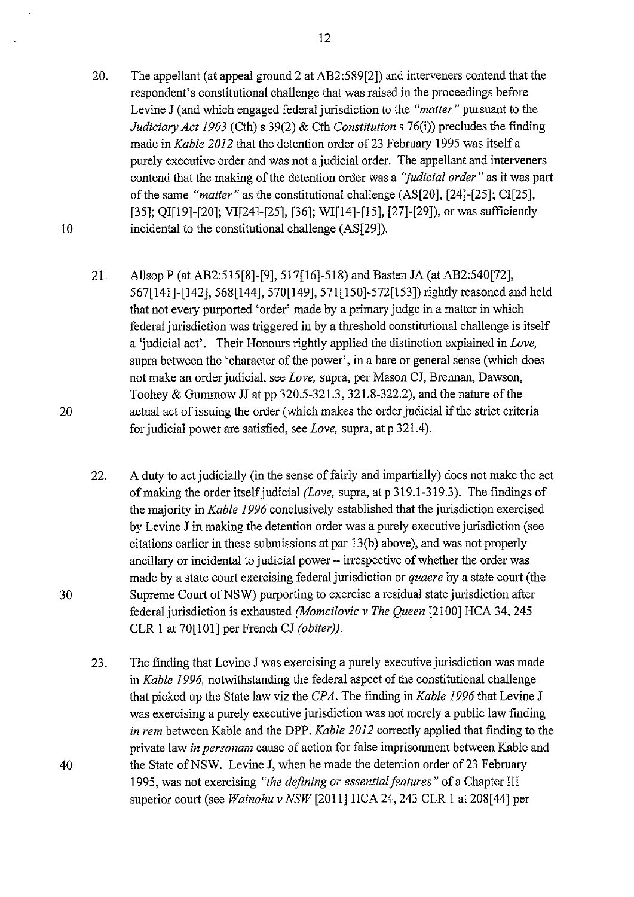20. The appellant (at appeal ground 2 at AB2:589[2]) and interveners contend that the respondent's constitutional challenge that was raised in the proceedings before Levine J (and which engaged federal jurisdiction to the *"matter"* pursuant to the *Judiciary Act 1903* (Cth) s 39(2) & Cth *Constitution* s 76(i)) precludes the finding made in *Kable 2012* that the detention order of 23 February 1995 was itself a purely executive order and was not a judicial order. The appellant and interveners contend that the making of the detention order was a *"judicial order"* as it was part of the same *"matter"* as the constitutional challenge (AS[20], [24]-[25]; CI[25], [35]; QI[19]-[20]; VI[24]-[25], [36]; WI[14]-[15], [27]-[29]), or was sufficiently incidental to the constitutional challenge (AS[29]).

21. Allsop P (at AB2:515[8]-[9], 517[16]-518) and Basten JA (at AB2:540[72], 567[141]-[142], 568[144], 570[149], 571[150]-572[153]) rightly reasoned and held that not every purported 'order' made by a primary judge in a matter in which federal jurisdiction was triggered in by a threshold constitutional challenge is itself a 'judicial act'. Their Honours rightly applied the distinction explained in *Love,* supra between the 'character of the power', in a bare or general sense (which does not make an order judicial, see *Love,* supra, per Mason CJ, Brennan, Dawson, Toohey & Gummow JJ at pp 320.5-321.3, 321.8-322.2), and the nature of the actual act of issuing the order (which makes the order judicial if the strict criteria for judicial power are satisfied, see *Love,* supra, at p 321.4).

22. A duty to act judicially (in the sense of fairly and impartially) does not make the act of making the order itself judicial *(Love,* supra, at p 319.1-319.3). The findings of the majority in *Kable 1996* conclusively established that the jurisdiction exercised by Levine J in making the detention order was a purely executive jurisdiction (see citations earlier in these submissions at par 13(b) above), and was not properly ancillary or incidental to judicial power – irrespective of whether the order was made by a state court exercising federal jurisdiction or *quaere* by a state court (the Supreme Court of NSW) purporting to exercise a residual state jurisdiction after federal jurisdiction is exhausted *(Momcilovic v The Queen* [2100] HCA 34, 245 CLR 1 at 70[101] per French CJ *(obiter)).*

23. The finding that Levine J was exercising a purely executive jurisdiction was made in *Kable 1996,* notwithstanding the federal aspect of the constitutional challenge that picked up the State law viz the *CPA*. The finding in *Kable 1996* that Levine J was exercising a purely executive jurisdiction was not merely a public law finding *in rem* between Kable and the DPP. *Kable 2012* correctly applied that finding to the private law *in personam* cause of action for false imprisonment between Kable and the State of NSW. Levine J, when he made the detention order of 23 February 1995, was not exercising *"the defining or essential features"* of a Chapter III superior court (see *Wainohu v NSW* [2011] HCA 24, 243 CLR 1 at 208[44] per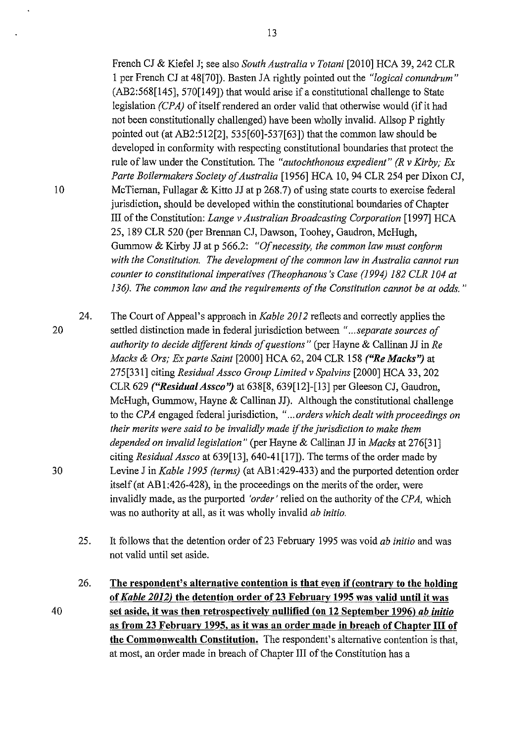French CJ & Kiefel J; see also *South Australia v Totani* [2010] HCA 39, 242 CLR 1 per French CJ at 48[70]). Basten JA rightly pointed out the *"logical conundrum"* (AB2:568[145], 570[149]) that would arise if a constitutional challenge to State legislation *(CPA)* of itself rendered an order valid that otherwise would (if it had not been constitutionally challenged) have been wholly invalid. Allsop P rightly pointed out (at AB2:512[2], 535[60]-537[63]) that the common law should be developed in conformity with respecting constitutional boundaries that protect the rule of law under the Constitution. The *"autochthonous expedient" (R v Kirby; Ex Parte Boilermakers Society of Australia* [1956] HCA 10, 94 CLR 254 per Dixon CJ, McTiernan, Fullagar & Kitto JJ at p 268.7) of using state courts to exercise federal jurisdiction, should be developed within the constitutional boundaries of Chapter III of the Constitution: *Lange v Australian Broadcasting Corporation* [1997] HCA 25, 189 CLR 520 (per Brennan CJ, Dawson, Toohey, Gaudron, McHugh, Gummow & Kirby JJ at p 566.2: *"Of necessity, the common law must conform with the Constitution. The development of the common law in Australia cannot run counter to constitutional imperatives (Theophanous's Case (1994) 182 CLR 104 at 136). The common law and the requirements of the Constitution cannot be at odds."*

24. The Court of Appeal's approach in *Kable 2012* reflects and correctly applies the settled distinction made in federal jurisdiction between *"...separate sources of authority to decide different kinds of questions"* (per Hayne & Callinan JJ in *Re Macks & Ors; Ex parte Saint* [2000] HCA 62, 204 CLR 158 ***("Re Macks")*** at 275[331] citing *Residual Assco Group Limited v Spalvins* [2000] HCA 33, 202 CLR 629 ***("Residual Assco")*** at 638[8, 639[12]-[13] per Gleeson CJ, Gaudron, McHugh, Gummow, Hayne & Callinan JJ). Although the constitutional challenge to the *CPA* engaged federal jurisdiction, *"...orders which dealt with proceedings on their merits were said to be invalidly made if the jurisdiction to make them depended on invalid legislation"* (per Hayne & Callinan JJ in *Macks* at 276[31] citing *Residual Assco* at 639[13], 640-41[17]). The terms of the order made by Levine J in *Kable 1995 (terms)* (at AB1:429-433) and the purported detention order itself (at AB1:426-428), in the proceedings on the merits of the order, were invalidly made, as the purported *'order'* relied on the authority of the *CPA*, which was no authority at all, as it was wholly invalid *ab initio*.

25. It follows that the detention order of 23 February 1995 was void *ab initio* and was not valid until set aside.

26. **The respondent's alternative contention is that even if (contrary to the holding of *Kable 2012*) the detention order of 23 February 1995 was valid until it was set aside, it was then retrospectively nullified (on 12 September 1996) *ab initio* as from 23 February 1995, as it was an order made in breach of Chapter III of the Commonwealth Constitution.** The respondent's alternative contention is that, at most, an order made in breach of Chapter III of the Constitution has a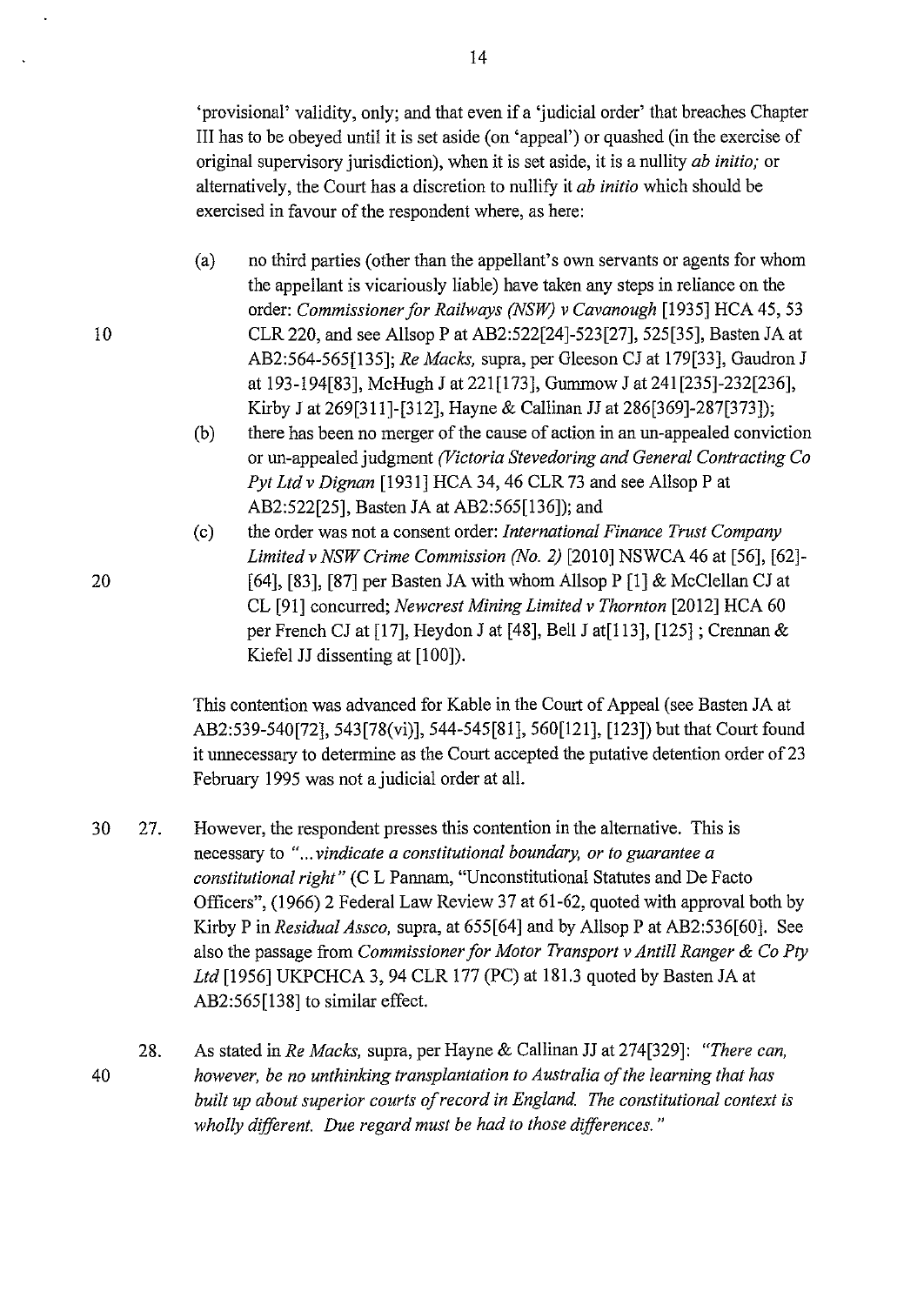'provisional' validity, only; and that even if a 'judicial order' that breaches Chapter III has to be obeyed until it is set aside (on 'appeal') or quashed (in the exercise of original supervisory jurisdiction), when it is set aside, it is a nullity *ab initio;* or alternatively, the Court has a discretion to nullify it *ab initio* which should be exercised in favour of the respondent where, as here:

(a) no third parties (other than the appellant's own servants or agents for whom the appellant is vicariously liable) have taken any steps in reliance on the order: *Commissioner for Railways (NSW) v Cavanough* [1935] HCA 45, 53 CLR 220, and see Allsop P at AB2:522[24]-523[27], 525[35], Basten JA at AB2:564-565[135]; *Re Macks,* supra, per Gleeson CJ at 179[33], Gaudron J at 193-194[83], McHugh J at 221[173], Gummow J at 241[235]-232[236], Kirby J at 269[311]-[312], Hayne & Callinan JJ at 286[369]-287[373]);

(b) there has been no merger of the cause of action in an un-appealed conviction or un-appealed judgment *(Victoria Stevedoring and General Contracting Co Pyt Ltd v Dignan* [1931] HCA 34, 46 CLR 73 and see Allsop P at AB2:522[25], Basten JA at AB2:565[136]); and

(c) the order was not a consent order: *International Finance Trust Company Limited v NSW Crime Commission (No. 2)* [2010] NSWCA 46 at [56], [62]-[64], [83], [87] per Basten JA with whom Allsop P [1] & McClellan CJ at CL [91] concurred; *Newcrest Mining Limited v Thornton* [2012] HCA 60 per French CJ at [17], Heydon J at [48], Bell J at[113], [125] ; Crennan & Kiefel JJ dissenting at [100]).

This contention was advanced for Kable in the Court of Appeal (see Basten JA at AB2:539-540[72], 543[78(vi)], 544-545[81], 560[121], [123]) but that Court found it unnecessary to determine as the Court accepted the putative detention order of 23 February 1995 was not a judicial order at all.

27. However, the respondent presses this contention in the alternative. This is necessary to *"... vindicate a constitutional boundary, or to guarantee a constitutional right"* (C L Pannam, "Unconstitutional Statutes and De Facto Officers", (1966) 2 Federal Law Review 37 at 61-62, quoted with approval both by Kirby P in *Residual Assco,* supra, at 655[64] and by Allsop P at AB2:536[60]. See also the passage from *Commissioner for Motor Transport v Antill Ranger & Co Pty Ltd* [1956] UKPCHCA 3, 94 CLR 177 (PC) at 181.3 quoted by Basten JA at AB2:565[138] to similar effect.

28. As stated in *Re Macks,* supra, per Hayne & Callinan JJ at 274[329]: *"There can, however, be no unthinking transplantation to Australia of the learning that has built up about superior courts of record in England. The constitutional context is wholly different. Due regard must be had to those differences."*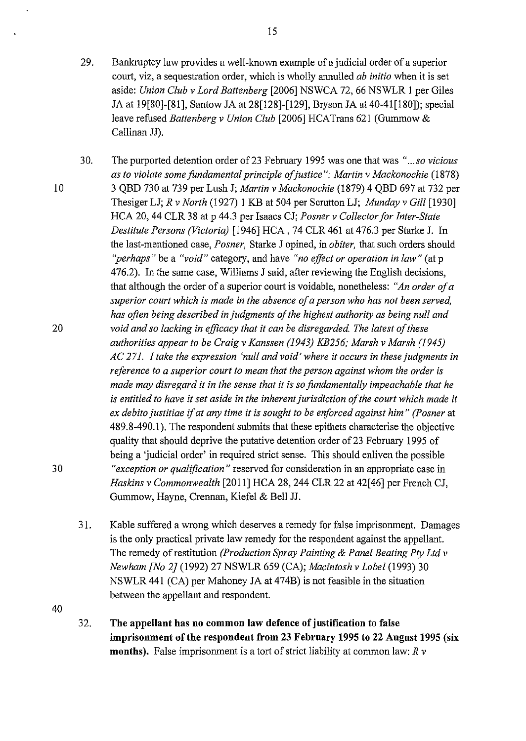29. Bankruptcy law provides a well-known example of a judicial order of a superior court, viz, a sequestration order, which is wholly annulled *ab initio* when it is set aside: *Union Club v Lord Battenberg* [2006] NSWCA 72, 66 NSWLR 1 per Giles JA at 19[80]-[81], Santow JA at 28[128]-[129], Bryson JA at 40-41[180]); special leave refused *Battenberg v Union Club* [2006] HCATrans 621 (Gummow & Callinan JJ).

30. The purported detention order of 23 February 1995 was one that was *"...so vicious as to violate some fundamental principle of justice"*: *Martin v Mackonochie* (1878) 3 QBD 730 at 739 per Lush J; *Martin v Mackonochie* (1879) 4 QBD 697 at 732 per Thesiger LJ; *R v North* (1927) 1 KB at 504 per Scrutton LJ; *Munday v Gill* [1930] HCA 20, 44 CLR 38 at p 44.3 per Isaacs CJ; *Posner v Collector for Inter-State Destitute Persons (Victoria)* [1946] HCA , 74 CLR 461 at 476.3 per Starke J. In the last-mentioned case, *Posner,* Starke J opined, in *obiter,* that such orders should *"perhaps"* be a *"void"* category, and have *"no effect or operation in law"* (at p 476.2). In the same case, Williams J said, after reviewing the English decisions, that although the order of a superior court is voidable, nonetheless: *"An order of a superior court which is made in the absence of a person who has not been served, has often being described in judgments of the highest authority as being null and void and so lacking in efficacy that it can be disregarded. The latest of these authorities appear to be Craig v Kanssen (1943) KB256; Marsh v Marsh (1945) AC 271. I take the expression 'null and void' where it occurs in these judgments in reference to a superior court to mean that the person against whom the order is made may disregard it in the sense that it is so fundamentally impeachable that he is entitled to have it set aside in the inherent jurisdiction of the court which made it ex debito justitiae if at any time it is sought to be enforced against him" (Posner* at 489.8-490.1). The respondent submits that these epithets characterise the objective quality that should deprive the putative detention order of 23 February 1995 of being a 'judicial order' in required strict sense. This should enliven the possible *"exception or qualification"* reserved for consideration in an appropriate case in *Haskins v Commonwealth* [2011] HCA 28, 244 CLR 22 at 42[46] per French CJ, Gummow, Hayne, Crennan, Kiefel & Bell JJ.

31. Kable suffered a wrong which deserves a remedy for false imprisonment. Damages is the only practical private law remedy for the respondent against the appellant. The remedy of restitution *(Production Spray Painting & Panel Beating Pty Ltd v Newham [No 2]* (1992) 27 NSWLR 659 (CA); *Macintosh v Lobel* (1993) 30 NSWLR 441 (CA) per Mahoney JA at 474B) is not feasible in the situation between the appellant and respondent.

32. **The appellant has no common law defence of justification to false imprisonment of the respondent from 23 February 1995 to 22 August 1995 (six months).** False imprisonment is a tort of strict liability at common law: *R v*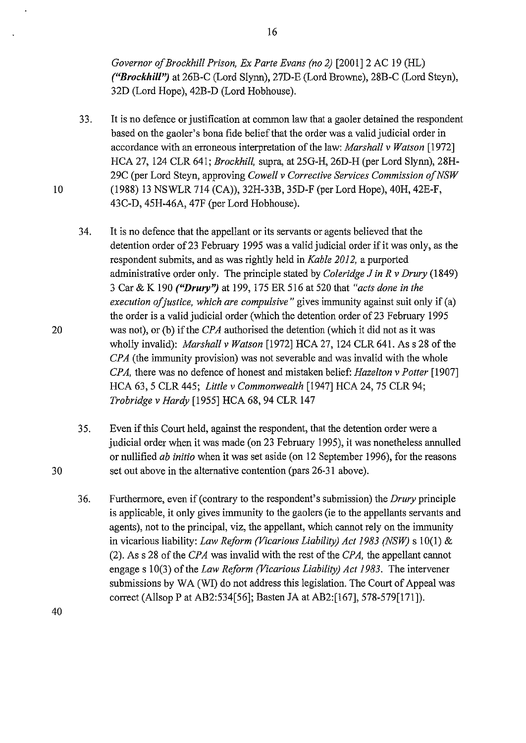*Governor of Brockhill Prison, Ex Parte Evans (no 2)* [2001] 2 AC 19 (HL) ***("Brockhill")*** at 26B-C (Lord Slynn), 27D-E (Lord Browne), 28B-C (Lord Steyn), 32D (Lord Hope), 42B-D (Lord Hobhouse).

33. It is no defence or justification at common law that a gaoler detained the respondent based on the gaoler's bona fide belief that the order was a valid judicial order in accordance with an erroneous interpretation of the law: *Marshall v Watson* [1972] HCA 27, 124 CLR 641; *Brockhill,* supra, at 25G-H, 26D-H (per Lord Slynn), 28H-29C (per Lord Steyn, approving *Cowell v Corrective Services Commission of NSW* (1988) 13 NSWLR 714 (CA)), 32H-33B, 35D-F (per Lord Hope), 40H, 42E-F, 43C-D, 45H-46A, 47F (per Lord Hobhouse).

34. It is no defence that the appellant or its servants or agents believed that the detention order of 23 February 1995 was a valid judicial order if it was only, as the respondent submits, and as was rightly held in *Kable 2012,* a purported administrative order only. The principle stated by *Coleridge J in R v Drury* (1849) 3 Car & K 190 ***("Drury")*** at 199, 175 ER 516 at 520 that *"acts done in the execution of justice, which are compulsive"* gives immunity against suit only if (a) the order is a valid judicial order (which the detention order of 23 February 1995 was not), or (b) if the *CPA* authorised the detention (which it did not as it was wholly invalid): *Marshall v Watson* [1972] HCA 27, 124 CLR 641. As s 28 of the *CPA* (the immunity provision) was not severable and was invalid with the whole *CPA,* there was no defence of honest and mistaken belief: *Hazelton v Potter* [1907] HCA 63, 5 CLR 445; *Little v Commonwealth* [1947] HCA 24, 75 CLR 94; *Trobridge v Hardy* [1955] HCA 68, 94 CLR 147

35. Even if this Court held, against the respondent, that the detention order were a judicial order when it was made (on 23 February 1995), it was nonetheless annulled or nullified *ab initio* when it was set aside (on 12 September 1996), for the reasons set out above in the alternative contention (pars 26-31 above).

36. Furthermore, even if (contrary to the respondent's submission) the *Drury* principle is applicable, it only gives immunity to the gaolers (ie to the appellants servants and agents), not to the principal, viz, the appellant, which cannot rely on the immunity in vicarious liability: *Law Reform (Vicarious Liability) Act 1983 (NSW)* s 10(1) & (2). As s 28 of the *CPA* was invalid with the rest of the *CPA,* the appellant cannot engage s 10(3) of the *Law Reform (Vicarious Liability) Act 1983.* The intervener submissions by WA (WI) do not address this legislation. The Court of Appeal was correct (Allsop P at AB2:534[56]; Basten JA at AB2:[167], 578-579[171]).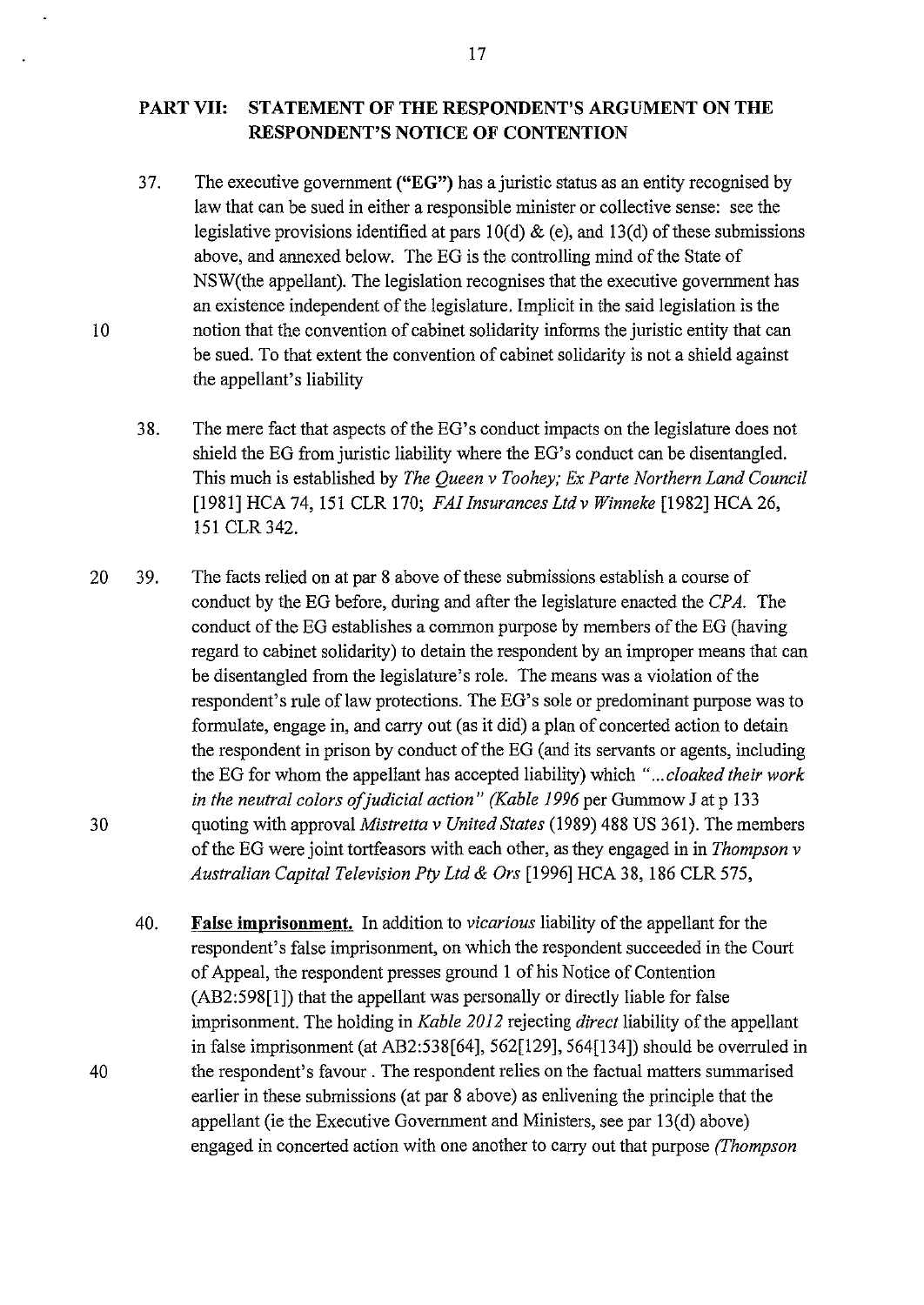## PART VII: STATEMENT OF THE RESPONDENT'S ARGUMENT ON THE RESPONDENT'S NOTICE OF CONTENTION

37. The executive government (**"EG"**) has a juristic status as an entity recognised by law that can be sued in either a responsible minister or collective sense: see the legislative provisions identified at pars 10(d) & (e), and 13(d) of these submissions above, and annexed below. The EG is the controlling mind of the State of NSW(the appellant). The legislation recognises that the executive government has an existence independent of the legislature. Implicit in the said legislation is the notion that the convention of cabinet solidarity informs the juristic entity that can be sued. To that extent the convention of cabinet solidarity is not a shield against the appellant's liability

38. The mere fact that aspects of the EG's conduct impacts on the legislature does not shield the EG from juristic liability where the EG's conduct can be disentangled. This much is established by *The Queen v Toohey; Ex Parte Northern Land Council* [1981] HCA 74, 151 CLR 170; *FAI Insurances Ltd v Winneke* [1982] HCA 26, 151 CLR 342.

39. The facts relied on at par 8 above of these submissions establish a course of conduct by the EG before, during and after the legislature enacted the *CPA*. The conduct of the EG establishes a common purpose by members of the EG (having regard to cabinet solidarity) to detain the respondent by an improper means that can be disentangled from the legislature's role. The means was a violation of the respondent's rule of law protections. The EG's sole or predominant purpose was to formulate, engage in, and carry out (as it did) a plan of concerted action to detain the respondent in prison by conduct of the EG (and its servants or agents, including the EG for whom the appellant has accepted liability) which *"...cloaked their work in the neutral colors of judicial action" (Kable 1996* per Gummow J at p 133 quoting with approval *Mistretta v United States* (1989) 488 US 361). The members of the EG were joint tortfeasors with each other, as they engaged in in *Thompson v Australian Capital Television Pty Ltd & Ors* [1996] HCA 38, 186 CLR 575,

40. **False imprisonment.** In addition to *vicarious* liability of the appellant for the respondent's false imprisonment, on which the respondent succeeded in the Court of Appeal, the respondent presses ground 1 of his Notice of Contention (AB2:598[1]) that the appellant was personally or directly liable for false imprisonment. The holding in *Kable 2012* rejecting *direct* liability of the appellant in false imprisonment (at AB2:538[64], 562[129], 564[134]) should be overruled in the respondent's favour . The respondent relies on the factual matters summarised earlier in these submissions (at par 8 above) as enlivening the principle that the appellant (ie the Executive Government and Ministers, see par 13(d) above) engaged in concerted action with one another to carry out that purpose *(Thompson*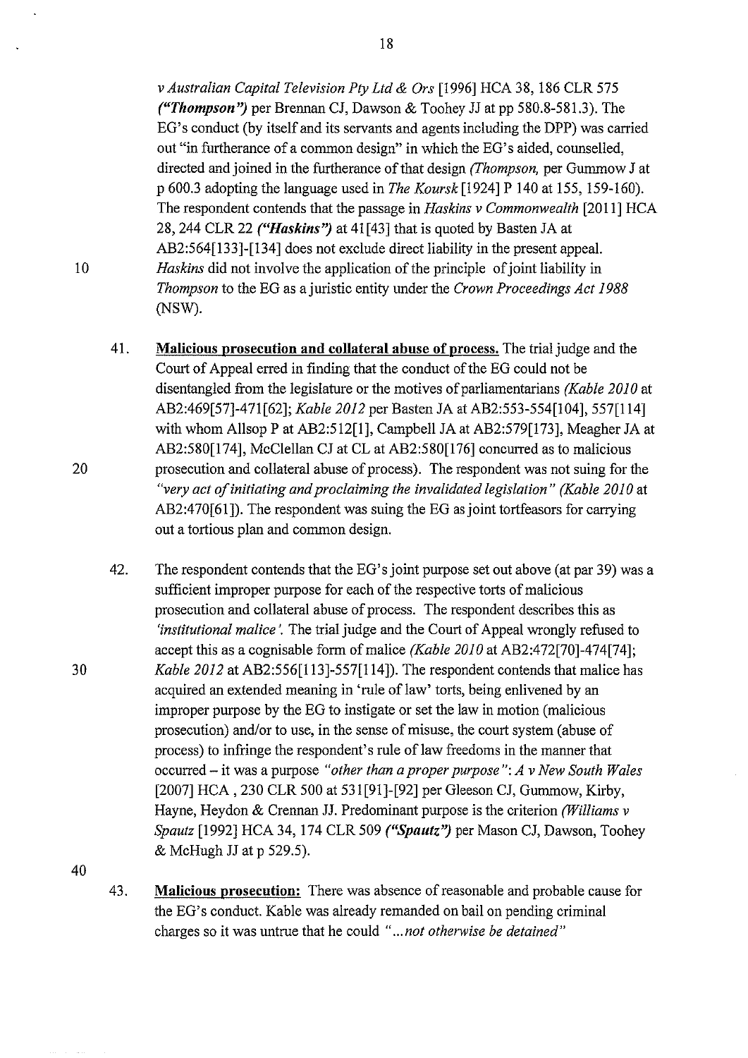*v Australian Capital Television Pty Ltd & Ors* [1996] HCA 38, 186 CLR 575 ***("Thompson")*** per Brennan CJ, Dawson & Toohey JJ at pp 580.8-581.3). The EG's conduct (by itself and its servants and agents including the DPP) was carried out "in furtherance of a common design" in which the EG's aided, counselled, directed and joined in the furtherance of that design *(Thompson,* per Gummow J at p 600.3 adopting the language used in *The Koursk* [1924] P 140 at 155, 159-160). The respondent contends that the passage in *Haskins v Commonwealth* [2011] HCA 28, 244 CLR 22 ***("Haskins")*** at 41[43] that is quoted by Basten JA at AB2:564[133]-[134] does not exclude direct liability in the present appeal. *Haskins* did not involve the application of the principle of joint liability in *Thompson* to the EG as a juristic entity under the *Crown Proceedings Act 1988* (NSW).

41. **Malicious prosecution and collateral abuse of process.** The trial judge and the Court of Appeal erred in finding that the conduct of the EG could not be disentangled from the legislature or the motives of parliamentarians *(Kable 2010* at AB2:469[57]-471[62]; *Kable 2012* per Basten JA at AB2:553-554[104], 557[114] with whom Allsop P at AB2:512[1], Campbell JA at AB2:579[173], Meagher JA at AB2:580[174], McClellan CJ at CL at AB2:580[176] concurred as to malicious prosecution and collateral abuse of process). The respondent was not suing for the *"very act of initiating and proclaiming the invalidated legislation" (Kable 2010* at AB2:470[61]). The respondent was suing the EG as joint tortfeasors for carrying out a tortious plan and common design.

42. The respondent contends that the EG's joint purpose set out above (at par 39) was a sufficient improper purpose for each of the respective torts of malicious prosecution and collateral abuse of process. The respondent describes this as *'institutional malice'.* The trial judge and the Court of Appeal wrongly refused to accept this as a cognisable form of malice *(Kable 2010* at AB2:472[70]-474[74]; *Kable 2012* at AB2:556[113]-557[114]). The respondent contends that malice has acquired an extended meaning in 'rule of law' torts, being enlivened by an improper purpose by the EG to instigate or set the law in motion (malicious prosecution) and/or to use, in the sense of misuse, the court system (abuse of process) to infringe the respondent's rule of law freedoms in the manner that occurred – it was a purpose *"other than a proper purpose": A v New South Wales* [2007] HCA , 230 CLR 500 at 531[91]-[92] per Gleeson CJ, Gummow, Kirby, Hayne, Heydon & Crennan JJ. Predominant purpose is the criterion *(Williams v Spautz* [1992] HCA 34, 174 CLR 509 ***("Spautz")*** per Mason CJ, Dawson, Toohey & McHugh JJ at p 529.5).

43. **Malicious prosecution:** There was absence of reasonable and probable cause for the EG's conduct. Kable was already remanded on bail on pending criminal charges so it was untrue that he could *"...not otherwise be detained"*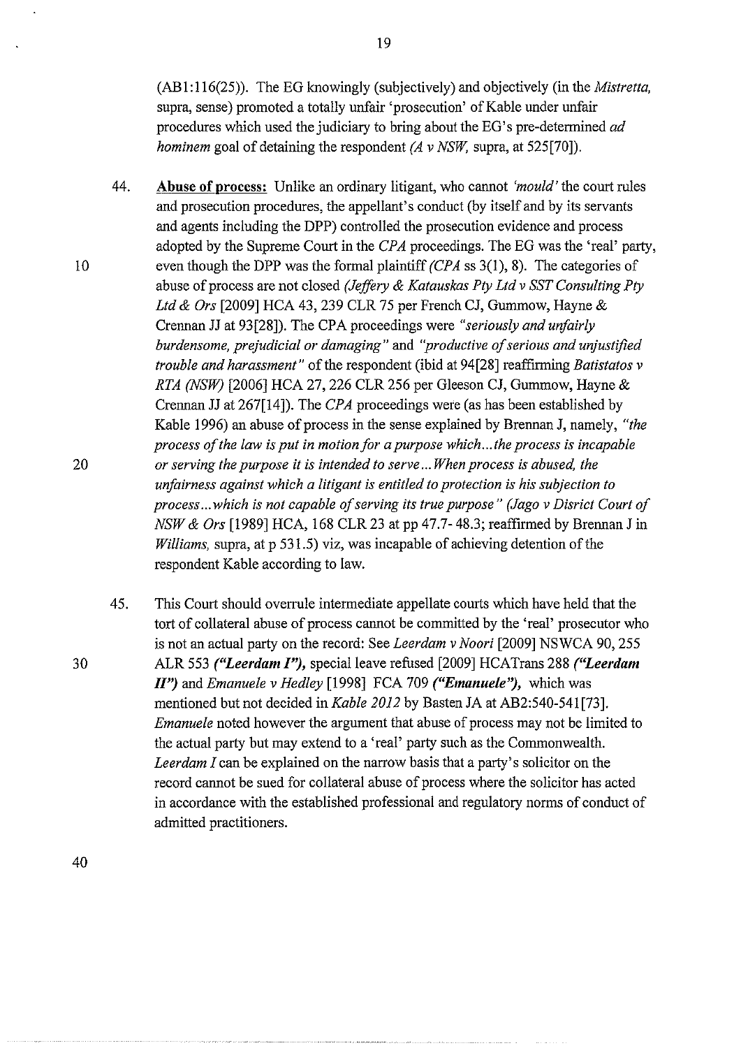(AB1:116(25)). The EG knowingly (subjectively) and objectively (in the *Mistretta*, supra, sense) promoted a totally unfair 'prosecution' of Kable under unfair procedures which used the judiciary to bring about the EG's pre-determined *ad hominem* goal of detaining the respondent *(A v NSW*, supra, at 525[70]).

44. **Abuse of process:** Unlike an ordinary litigant, who cannot *'mould'* the court rules and prosecution procedures, the appellant's conduct (by itself and by its servants and agents including the DPP) controlled the prosecution evidence and process adopted by the Supreme Court in the *CPA* proceedings. The EG was the 'real' party, even though the DPP was the formal plaintiff *(CPA* ss 3(1), 8). The categories of abuse of process are not closed *(Jeffery & Katauskas Pty Ltd v SST Consulting Pty Ltd & Ors* [2009] HCA 43, 239 CLR 75 per French CJ, Gummow, Hayne & Crennan JJ at 93[28]). The CPA proceedings were *"seriously and unfairly burdensome, prejudicial or damaging"* and *"productive of serious and unjustified trouble and harassment"* of the respondent (ibid at 94[28] reaffirming *Batistatos v RTA (NSW)* [2006] HCA 27, 226 CLR 256 per Gleeson CJ, Gummow, Hayne & Crennan JJ at 267[14]). The *CPA* proceedings were (as has been established by Kable 1996) an abuse of process in the sense explained by Brennan J, namely, *"the process of the law is put in motion for a purpose which...the process is incapable or serving the purpose it is intended to serve... When process is abused, the unfairness against which a litigant is entitled to protection is his subjection to process...which is not capable of serving its true purpose" (Jago v Disrict Court of NSW & Ors* [1989] HCA, 168 CLR 23 at pp 47.7- 48.3; reaffirmed by Brennan J in *Williams*, supra, at p 531.5) viz, was incapable of achieving detention of the respondent Kable according to law.

45. This Court should overrule intermediate appellate courts which have held that the tort of collateral abuse of process cannot be committed by the 'real' prosecutor who is not an actual party on the record: See *Leerdam v Noori* [2009] NSWCA 90, 255 ALR 553 ***("Leerdam I")***, special leave refused [2009] HCATrans 288 ***("Leerdam II")*** and *Emanuele v Hedley* [1998] FCA 709 ***("Emanuele")***, which was mentioned but not decided in *Kable 2012* by Basten JA at AB2:540-541[73]. *Emanuele* noted however the argument that abuse of process may not be limited to the actual party but may extend to a 'real' party such as the Commonwealth. *Leerdam I* can be explained on the narrow basis that a party's solicitor on the record cannot be sued for collateral abuse of process where the solicitor has acted in accordance with the established professional and regulatory norms of conduct of admitted practitioners.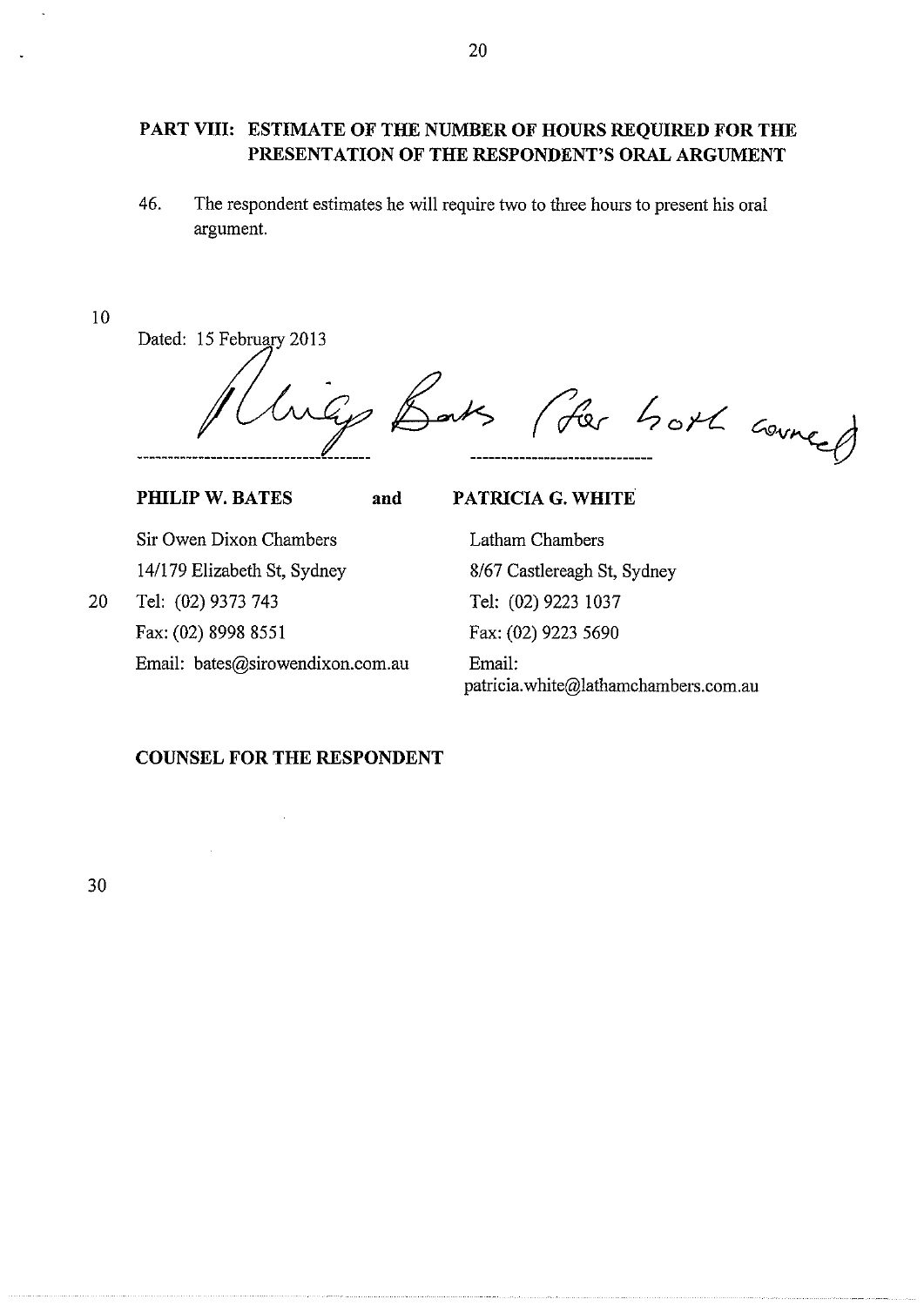## PART VIII: ESTIMATE OF THE NUMBER OF HOURS REQUIRED FOR THE PRESENTATION OF THE RESPONDENT'S ORAL ARGUMENT

46. The respondent estimates he will require two to three hours to present his oral argument.

Dated: 15 February 2013

Philip Bates (for both counsel)

| PHILIP W. BATES | and | PATRICIA G. WHITE |
|---|---|---|
| Sir Owen Dixon Chambers | | Latham Chambers |
| 14/179 Elizabeth St, Sydney | | 8/67 Castlereagh St, Sydney |
| Tel: (02) 9373 743 | | Tel: (02) 9223 1037 |
| Fax: (02) 8998 8551 | | Fax: (02) 9223 5690 |
| Email: bates@sirowendixon.com.au | | Email: patricia.white@lathamchambers.com.au |

**COUNSEL FOR THE RESPONDENT**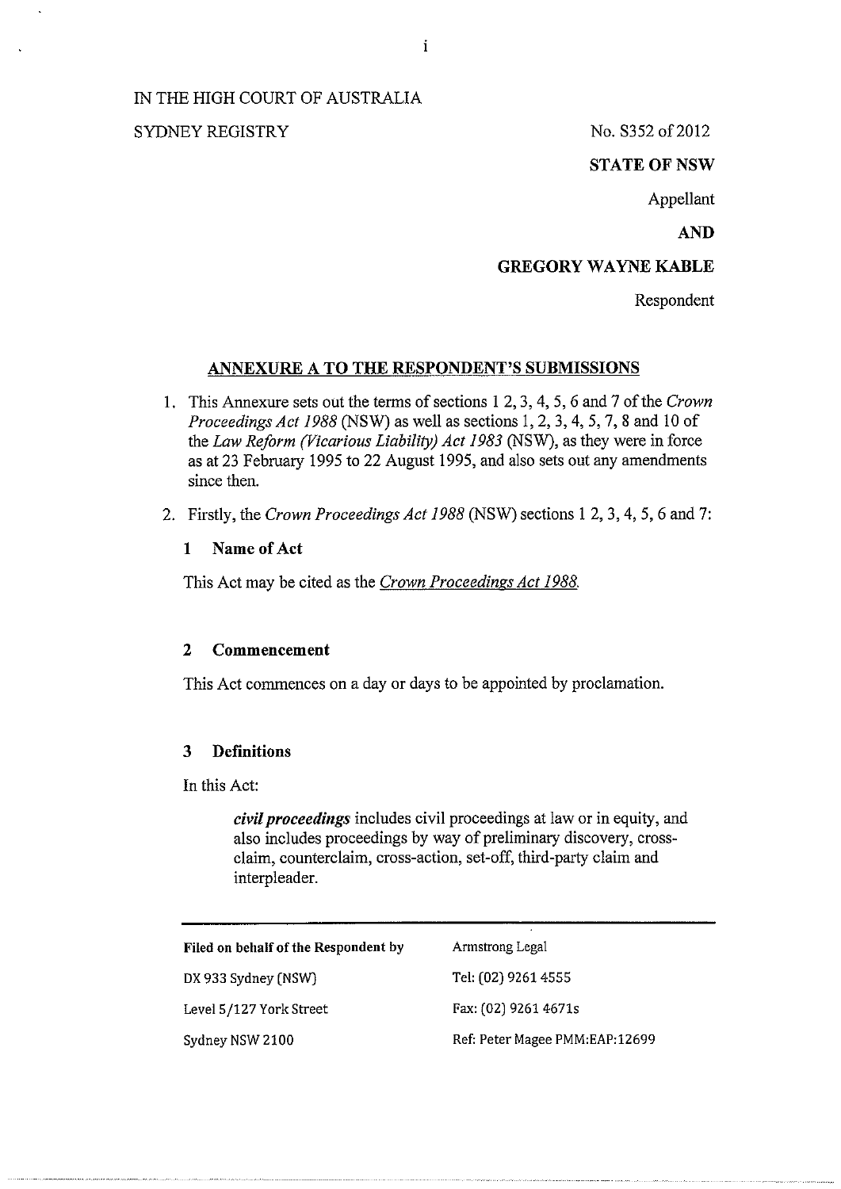IN THE HIGH COURT OF AUSTRALIA

SYDNEY REGISTRY

No. S352 of 2012

**STATE OF NSW**

Appellant

**AND**

**GREGORY WAYNE KABLE**

Respondent

## ANNEXURE A TO THE RESPONDENT'S SUBMISSIONS

1. This Annexure sets out the terms of sections 1 2, 3, 4, 5, 6 and 7 of the *Crown Proceedings Act 1988* (NSW) as well as sections 1, 2, 3, 4, 5, 7, 8 and 10 of the *Law Reform (Vicarious Liability) Act 1983* (NSW), as they were in force as at 23 February 1995 to 22 August 1995, and also sets out any amendments since then.

2. Firstly, the *Crown Proceedings Act 1988* (NSW) sections 1 2, 3, 4, 5, 6 and 7:

### 1 Name of Act

This Act may be cited as the Crown Proceedings Act 1988.

### 2 Commencement

This Act commences on a day or days to be appointed by proclamation.

### 3 Definitions

In this Act:

> ***civil proceedings*** includes civil proceedings at law or in equity, and also includes proceedings by way of preliminary discovery, cross-claim, counterclaim, cross-action, set-off, third-party claim and interpleader.

---

| | |
|---|---|
| **Filed on behalf of the Respondent by** | Armstrong Legal |
| DX 933 Sydney (NSW) | Tel: (02) 9261 4555 |
| Level 5/127 York Street | Fax: (02) 9261 4671s |
| Sydney NSW 2100 | Ref: Peter Magee PMM:EAP:12699 |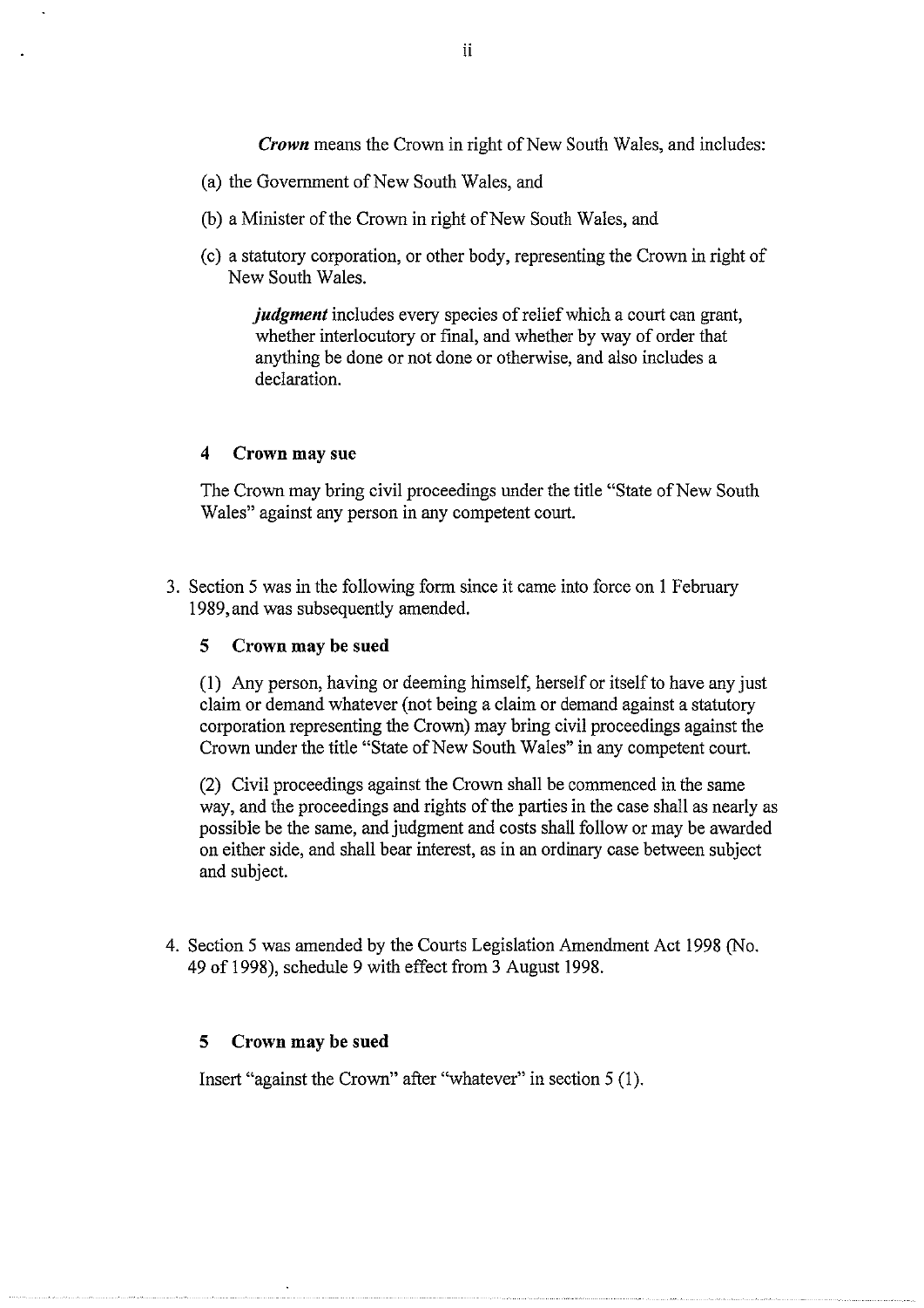***Crown*** means the Crown in right of New South Wales, and includes:

(a) the Government of New South Wales, and

(b) a Minister of the Crown in right of New South Wales, and

(c) a statutory corporation, or other body, representing the Crown in right of New South Wales.

> ***judgment*** includes every species of relief which a court can grant, whether interlocutory or final, and whether by way of order that anything be done or not done or otherwise, and also includes a declaration.

**4 Crown may sue**

The Crown may bring civil proceedings under the title "State of New South Wales" against any person in any competent court.

3. Section 5 was in the following form since it came into force on 1 February 1989, and was subsequently amended.

**5 Crown may be sued**

(1) Any person, having or deeming himself, herself or itself to have any just claim or demand whatever (not being a claim or demand against a statutory corporation representing the Crown) may bring civil proceedings against the Crown under the title "State of New South Wales" in any competent court.

(2) Civil proceedings against the Crown shall be commenced in the same way, and the proceedings and rights of the parties in the case shall as nearly as possible be the same, and judgment and costs shall follow or may be awarded on either side, and shall bear interest, as in an ordinary case between subject and subject.

4. Section 5 was amended by the Courts Legislation Amendment Act 1998 (No. 49 of 1998), schedule 9 with effect from 3 August 1998.

**5 Crown may be sued**

Insert "against the Crown" after "whatever" in section 5 (1).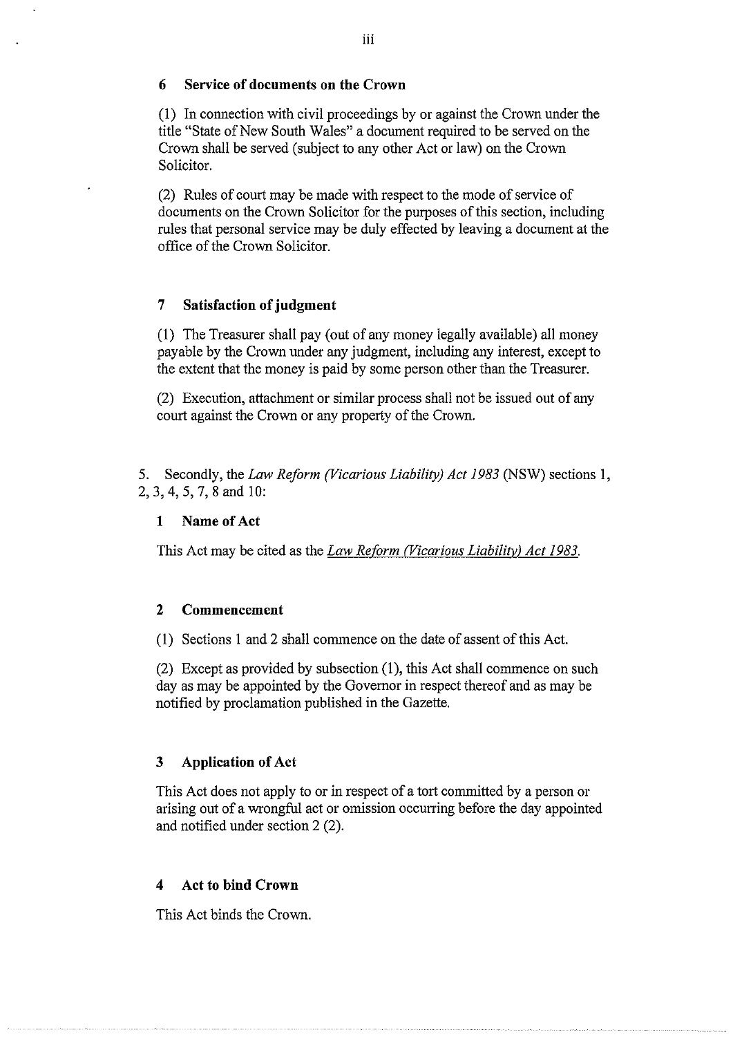**6 Service of documents on the Crown**

(1) In connection with civil proceedings by or against the Crown under the title "State of New South Wales" a document required to be served on the Crown shall be served (subject to any other Act or law) on the Crown Solicitor.

(2) Rules of court may be made with respect to the mode of service of documents on the Crown Solicitor for the purposes of this section, including rules that personal service may be duly effected by leaving a document at the office of the Crown Solicitor.

**7 Satisfaction of judgment**

(1) The Treasurer shall pay (out of any money legally available) all money payable by the Crown under any judgment, including any interest, except to the extent that the money is paid by some person other than the Treasurer.

(2) Execution, attachment or similar process shall not be issued out of any court against the Crown or any property of the Crown.

5. Secondly, the *Law Reform (Vicarious Liability) Act 1983* (NSW) sections 1, 2, 3, 4, 5, 7, 8 and 10:

**1 Name of Act**

This Act may be cited as the *Law Reform (Vicarious Liability) Act 1983*.

**2 Commencement**

(1) Sections 1 and 2 shall commence on the date of assent of this Act.

(2) Except as provided by subsection (1), this Act shall commence on such day as may be appointed by the Governor in respect thereof and as may be notified by proclamation published in the Gazette.

**3 Application of Act**

This Act does not apply to or in respect of a tort committed by a person or arising out of a wrongful act or omission occurring before the day appointed and notified under section 2 (2).

**4 Act to bind Crown**

This Act binds the Crown.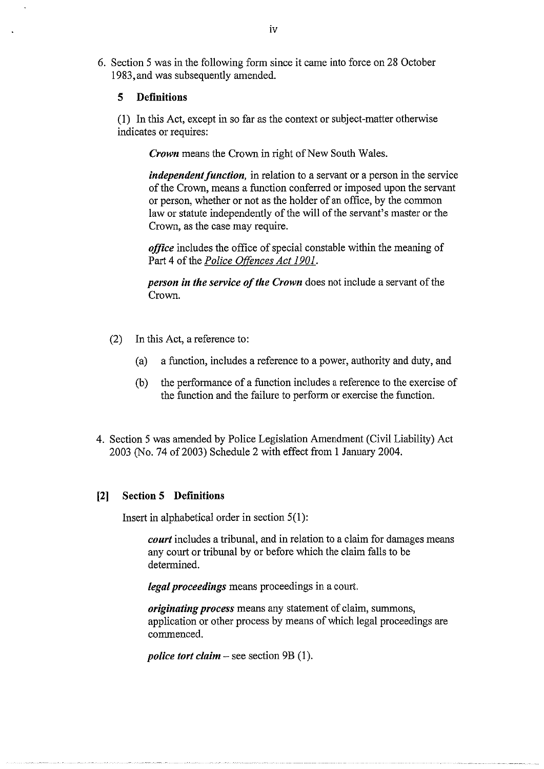6. Section 5 was in the following form since it came into force on 28 October 1983, and was subsequently amended.

**5 Definitions**

(1) In this Act, except in so far as the context or subject-matter otherwise indicates or requires:

> ***Crown*** means the Crown in right of New South Wales.
>
> ***independent function,*** in relation to a servant or a person in the service of the Crown, means a function conferred or imposed upon the servant or person, whether or not as the holder of an office, by the common law or statute independently of the will of the servant's master or the Crown, as the case may require.
>
> ***office*** includes the office of special constable within the meaning of Part 4 of the *Police Offences Act 1901*.
>
> ***person in the service of the Crown*** does not include a servant of the Crown.

(2) In this Act, a reference to:

(a) a function, includes a reference to a power, authority and duty, and

(b) the performance of a function includes a reference to the exercise of the function and the failure to perform or exercise the function.

4. Section 5 was amended by Police Legislation Amendment (Civil Liability) Act 2003 (No. 74 of 2003) Schedule 2 with effect from 1 January 2004.

**[2] Section 5 Definitions**

Insert in alphabetical order in section 5(1):

> ***court*** includes a tribunal, and in relation to a claim for damages means any court or tribunal by or before which the claim falls to be determined.
>
> ***legal proceedings*** means proceedings in a court.
>
> ***originating process*** means any statement of claim, summons, application or other process by means of which legal proceedings are commenced.
>
> ***police tort claim*** – see section 9B (1).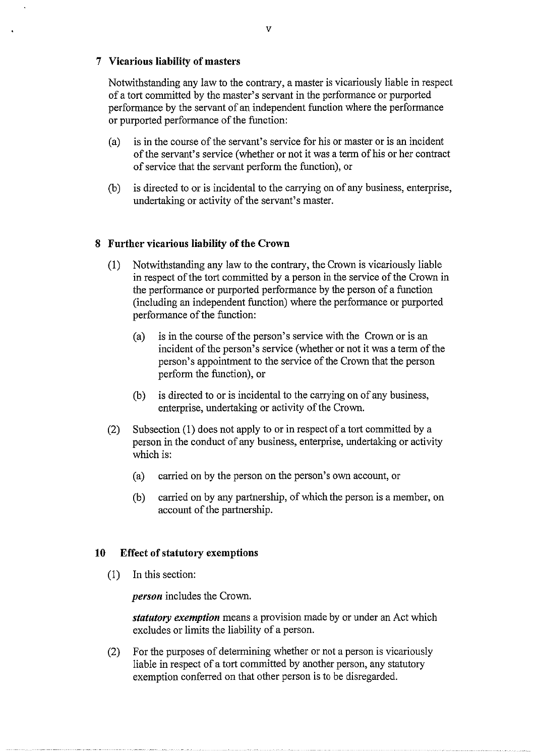## 7 Vicarious liability of masters

Notwithstanding any law to the contrary, a master is vicariously liable in respect of a tort committed by the master's servant in the performance or purported performance by the servant of an independent function where the performance or purported performance of the function:

(a) is in the course of the servant's service for his or master or is an incident of the servant's service (whether or not it was a term of his or her contract of service that the servant perform the function), or

(b) is directed to or is incidental to the carrying on of any business, enterprise, undertaking or activity of the servant's master.

## 8 Further vicarious liability of the Crown

(1) Notwithstanding any law to the contrary, the Crown is vicariously liable in respect of the tort committed by a person in the service of the Crown in the performance or purported performance by the person of a function (including an independent function) where the performance or purported performance of the function:

(a) is in the course of the person's service with the Crown or is an incident of the person's service (whether or not it was a term of the person's appointment to the service of the Crown that the person perform the function), or

(b) is directed to or is incidental to the carrying on of any business, enterprise, undertaking or activity of the Crown.

(2) Subsection (1) does not apply to or in respect of a tort committed by a person in the conduct of any business, enterprise, undertaking or activity which is:

(a) carried on by the person on the person's own account, or

(b) carried on by any partnership, of which the person is a member, on account of the partnership.

## 10 Effect of statutory exemptions

(1) In this section:

***person*** includes the Crown.

***statutory exemption*** means a provision made by or under an Act which excludes or limits the liability of a person.

(2) For the purposes of determining whether or not a person is vicariously liable in respect of a tort committed by another person, any statutory exemption conferred on that other person is to be disregarded.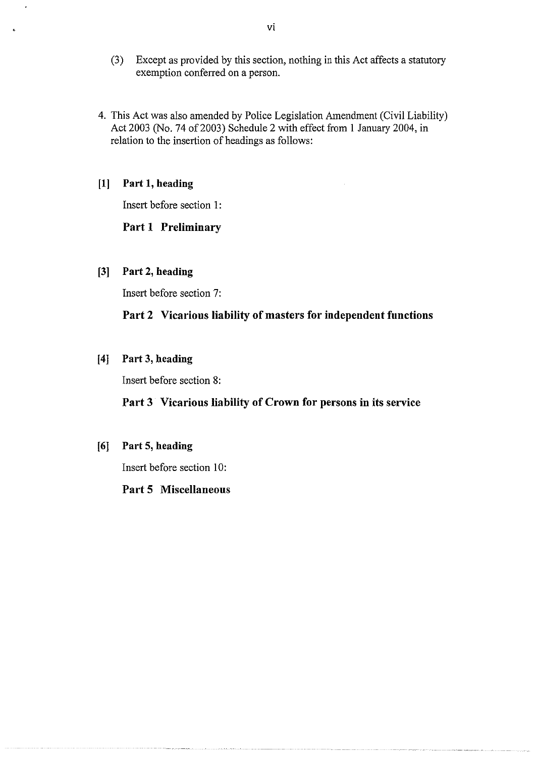(3) Except as provided by this section, nothing in this Act affects a statutory exemption conferred on a person.

4. This Act was also amended by Police Legislation Amendment (Civil Liability) Act 2003 (No. 74 of 2003) Schedule 2 with effect from 1 January 2004, in relation to the insertion of headings as follows:

**[1] Part 1, heading**

Insert before section 1:

**Part 1 Preliminary**

**[3] Part 2, heading**

Insert before section 7:

**Part 2 Vicarious liability of masters for independent functions**

**[4] Part 3, heading**

Insert before section 8:

**Part 3 Vicarious liability of Crown for persons in its service**

**[6] Part 5, heading**

Insert before section 10:

**Part 5 Miscellaneous**